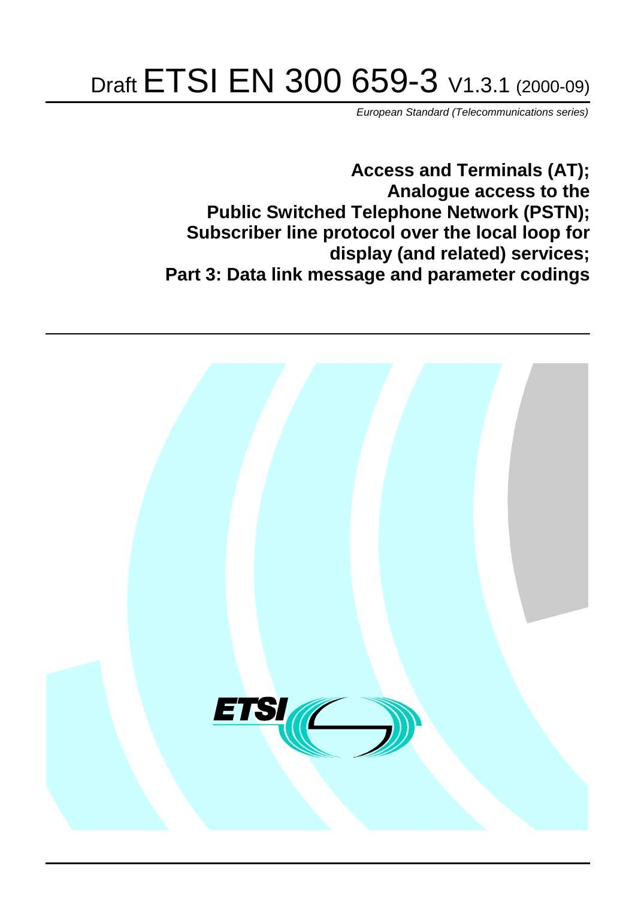# Draft ETSI EN 300 659-3 V1.3.1 (2000-09)

*European Standard (Telecommunications series)*

**Access and Terminals (AT); Analogue access to the Public Switched Telephone Network (PSTN); Subscriber line protocol over the local loop for display (and related) services; Part 3: Data link message and parameter codings**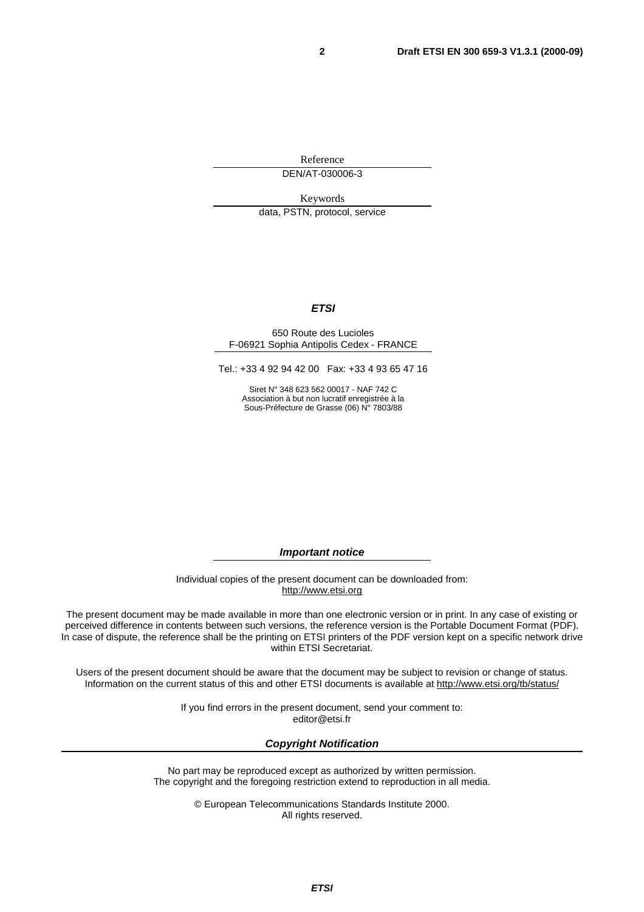Reference

DEN/AT-030006-3

Keywords

data, PSTN, protocol, service

***ETSI***

650 Route des Lucioles
F-06921 Sophia Antipolis Cedex - FRANCE

Tel.: +33 4 92 94 42 00 Fax: +33 4 93 65 47 16

Siret N° 348 623 562 00017 - NAF 742 C
Association à but non lucratif enregistrée à la
Sous-Préfecture de Grasse (06) N° 7803/88

***Important notice***

Individual copies of the present document can be downloaded from:
http://www.etsi.org

The present document may be made available in more than one electronic version or in print. In any case of existing or perceived difference in contents between such versions, the reference version is the Portable Document Format (PDF). In case of dispute, the reference shall be the printing on ETSI printers of the PDF version kept on a specific network drive within ETSI Secretariat.

Users of the present document should be aware that the document may be subject to revision or change of status. Information on the current status of this and other ETSI documents is available at http://www.etsi.org/tb/status/

If you find errors in the present document, send your comment to:
editor@etsi.fr

***Copyright Notification***

No part may be reproduced except as authorized by written permission.
The copyright and the foregoing restriction extend to reproduction in all media.

© European Telecommunications Standards Institute 2000.
All rights reserved.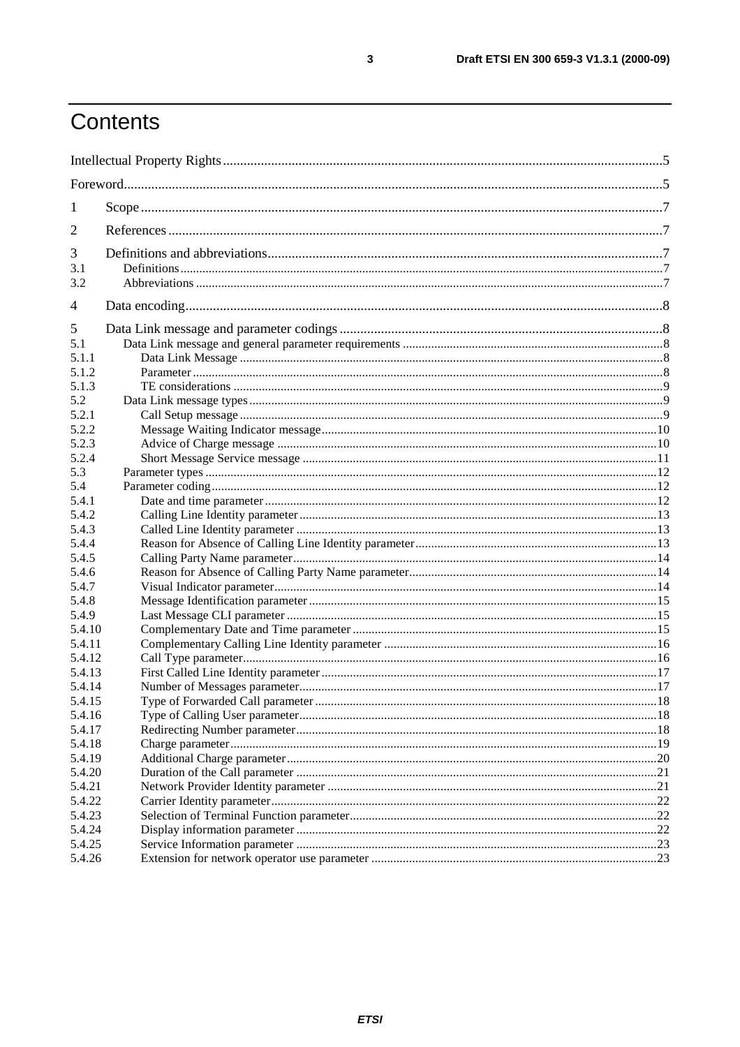# Contents

Intellectual Property Rights ....................................................................................................................5

Foreword.................................................................................................................................................5

1 Scope ..................................................................................................................................................7

2 References ..........................................................................................................................................7

3 Definitions and abbreviations..............................................................................................................7
3.1 Definitions ........................................................................................................................................7
3.2 Abbreviations ...................................................................................................................................7

4 Data encoding......................................................................................................................................8

5 Data Link message and parameter codings ........................................................................................8
5.1 Data Link message and general parameter requirements .................................................................8
5.1.1 Data Link Message .........................................................................................................................8
5.1.2 Parameter .......................................................................................................................................8
5.1.3 TE considerations ...........................................................................................................................9
5.2 Data Link message types ..................................................................................................................9
5.2.1 Call Setup message .........................................................................................................................9
5.2.2 Message Waiting Indicator message..............................................................................................10
5.2.3 Advice of Charge message ............................................................................................................10
5.2.4 Short Message Service message ...................................................................................................11
5.3 Parameter types ...............................................................................................................................12
5.4 Parameter coding.............................................................................................................................12
5.4.1 Date and time parameter...............................................................................................................12
5.4.2 Calling Line Identity parameter.....................................................................................................13
5.4.3 Called Line Identity parameter ......................................................................................................13
5.4.4 Reason for Absence of Calling Line Identity parameter................................................................13
5.4.5 Calling Party Name parameter.......................................................................................................14
5.4.6 Reason for Absence of Calling Party Name parameter..................................................................14
5.4.7 Visual Indicator parameter.............................................................................................................14
5.4.8 Message Identification parameter ..................................................................................................15
5.4.9 Last Message CLI parameter .........................................................................................................15
5.4.10 Complementary Date and Time parameter ....................................................................................15
5.4.11 Complementary Calling Line Identity parameter ..........................................................................16
5.4.12 Call Type parameter.......................................................................................................................16
5.4.13 First Called Line Identity parameter ..............................................................................................17
5.4.14 Number of Messages parameter.....................................................................................................17
5.4.15 Type of Forwarded Call parameter ................................................................................................18
5.4.16 Type of Calling User parameter.....................................................................................................18
5.4.17 Redirecting Number parameter......................................................................................................18
5.4.18 Charge parameter..........................................................................................................................19
5.4.19 Additional Charge parameter.........................................................................................................20
5.4.20 Duration of the Call parameter .....................................................................................................21
5.4.21 Network Provider Identity parameter ............................................................................................21
5.4.22 Carrier Identity parameter.............................................................................................................22
5.4.23 Selection of Terminal Function parameter.....................................................................................22
5.4.24 Display information parameter .....................................................................................................22
5.4.25 Service Information parameter .....................................................................................................23
5.4.26 Extension for network operator use parameter .............................................................................23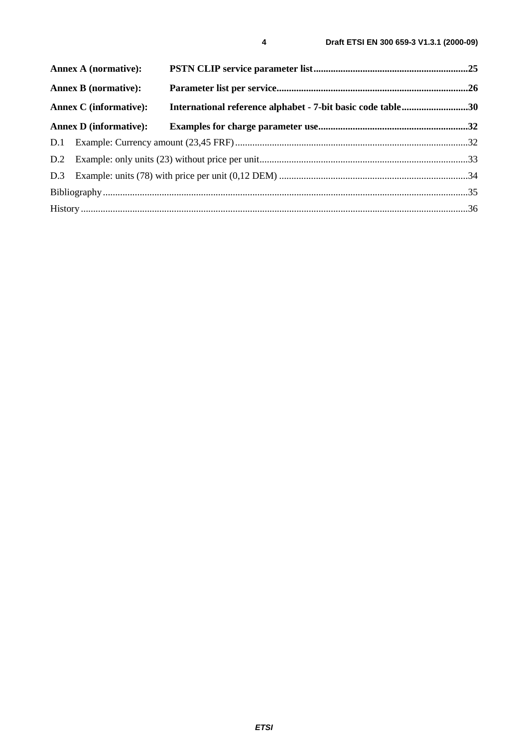**Annex A (normative): PSTN CLIP service parameter list**...25

**Annex B (normative): Parameter list per service**...26

**Annex C (informative): International reference alphabet - 7-bit basic code table**...30

**Annex D (informative): Examples for charge parameter use**...32

D.1 Example: Currency amount (23,45 FRF)...32

D.2 Example: only units (23) without price per unit...33

D.3 Example: units (78) with price per unit (0,12 DEM)...34

Bibliography...35

History...36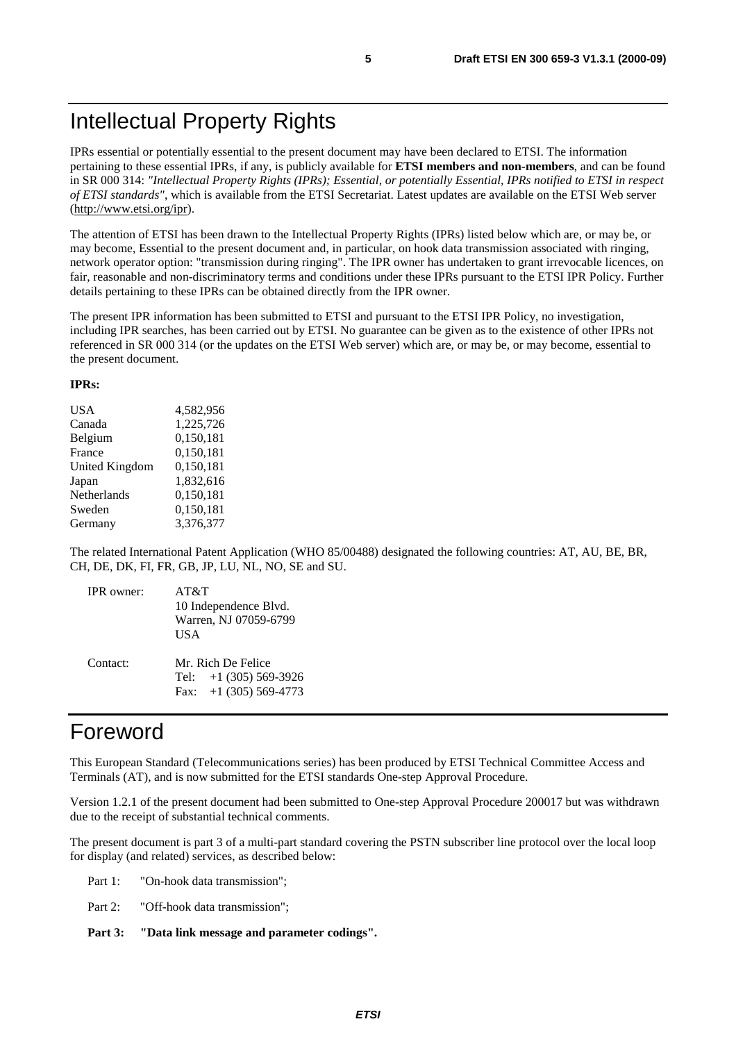# Intellectual Property Rights

IPRs essential or potentially essential to the present document may have been declared to ETSI. The information pertaining to these essential IPRs, if any, is publicly available for **ETSI members and non-members**, and can be found in SR 000 314: *"Intellectual Property Rights (IPRs); Essential, or potentially Essential, IPRs notified to ETSI in respect of ETSI standards"*, which is available from the ETSI Secretariat. Latest updates are available on the ETSI Web server (http://www.etsi.org/ipr).

The attention of ETSI has been drawn to the Intellectual Property Rights (IPRs) listed below which are, or may be, or may become, Essential to the present document and, in particular, on hook data transmission associated with ringing, network operator option: "transmission during ringing". The IPR owner has undertaken to grant irrevocable licences, on fair, reasonable and non-discriminatory terms and conditions under these IPRs pursuant to the ETSI IPR Policy. Further details pertaining to these IPRs can be obtained directly from the IPR owner.

The present IPR information has been submitted to ETSI and pursuant to the ETSI IPR Policy, no investigation, including IPR searches, has been carried out by ETSI. No guarantee can be given as to the existence of other IPRs not referenced in SR 000 314 (or the updates on the ETSI Web server) which are, or may be, or may become, essential to the present document.

**IPRs:**

| | |
|---|---|
| USA | 4,582,956 |
| Canada | 1,225,726 |
| Belgium | 0,150,181 |
| France | 0,150,181 |
| United Kingdom | 0,150,181 |
| Japan | 1,832,616 |
| Netherlands | 0,150,181 |
| Sweden | 0,150,181 |
| Germany | 3,376,377 |

The related International Patent Application (WHO 85/00488) designated the following countries: AT, AU, BE, BR, CH, DE, DK, FI, FR, GB, JP, LU, NL, NO, SE and SU.

IPR owner: AT&T
10 Independence Blvd.
Warren, NJ 07059-6799
USA

Contact: Mr. Rich De Felice
Tel: +1 (305) 569-3926
Fax: +1 (305) 569-4773

# Foreword

This European Standard (Telecommunications series) has been produced by ETSI Technical Committee Access and Terminals (AT), and is now submitted for the ETSI standards One-step Approval Procedure.

Version 1.2.1 of the present document had been submitted to One-step Approval Procedure 200017 but was withdrawn due to the receipt of substantial technical comments.

The present document is part 3 of a multi-part standard covering the PSTN subscriber line protocol over the local loop for display (and related) services, as described below:

Part 1: "On-hook data transmission";

Part 2: "Off-hook data transmission";

**Part 3: "Data link message and parameter codings".**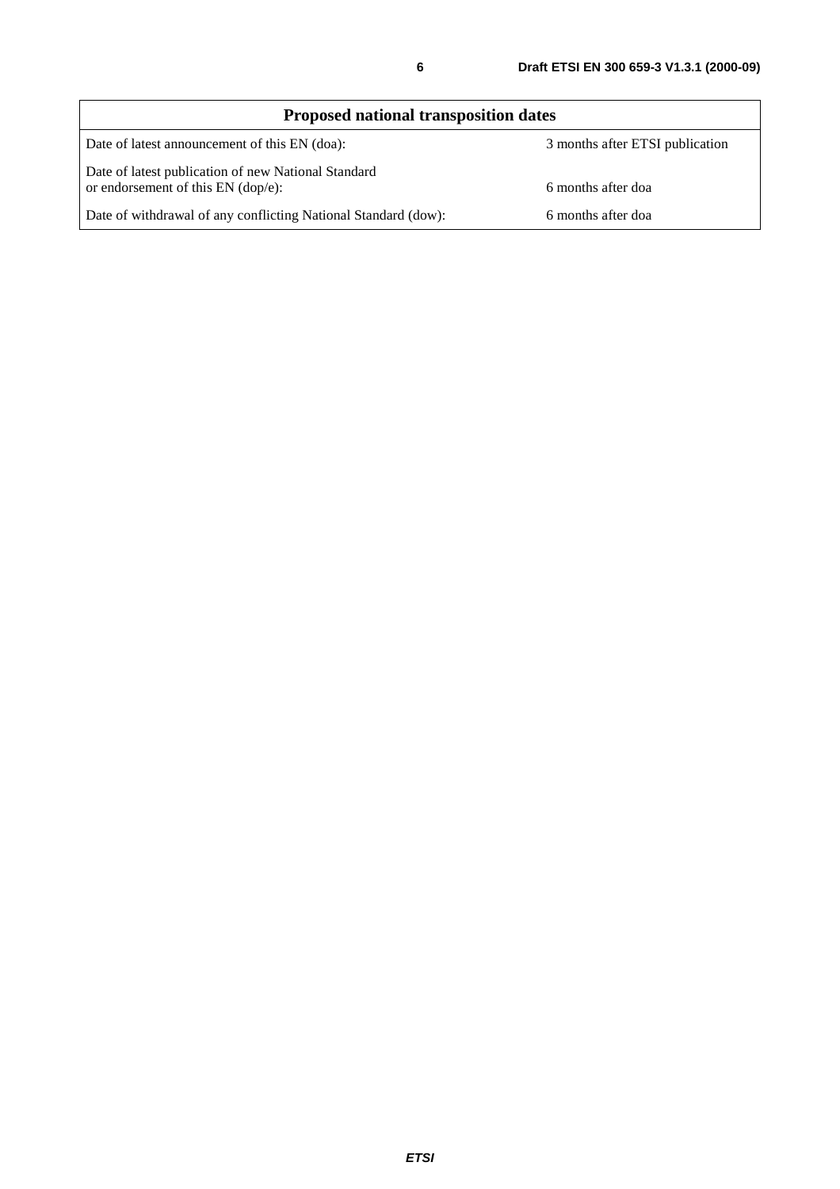| Proposed national transposition dates | |
|---|---|
| Date of latest announcement of this EN (doa): | 3 months after ETSI publication |
| Date of latest publication of new National Standard or endorsement of this EN (dop/e): | 6 months after doa |
| Date of withdrawal of any conflicting National Standard (dow): | 6 months after doa |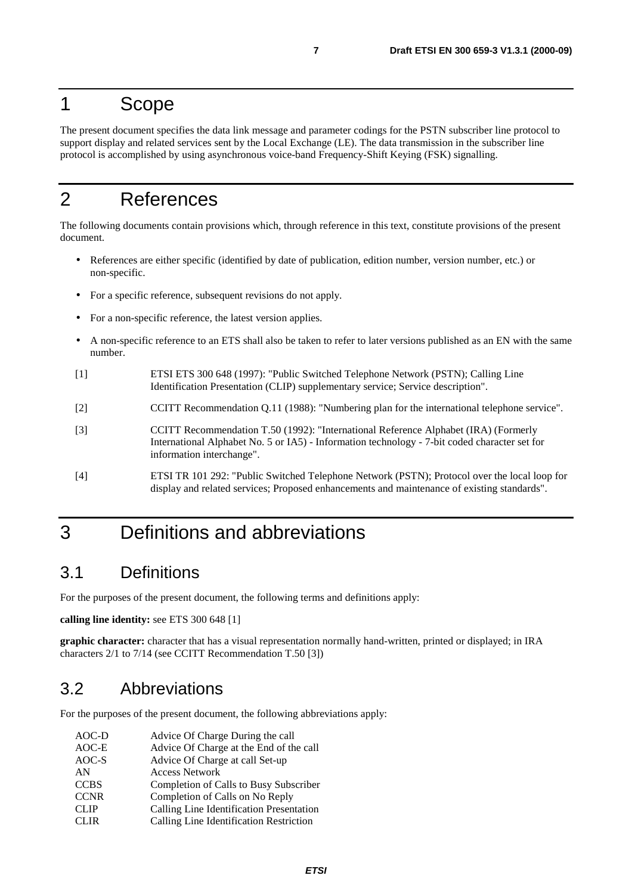# 1 Scope

The present document specifies the data link message and parameter codings for the PSTN subscriber line protocol to support display and related services sent by the Local Exchange (LE). The data transmission in the subscriber line protocol is accomplished by using asynchronous voice-band Frequency-Shift Keying (FSK) signalling.

# 2 References

The following documents contain provisions which, through reference in this text, constitute provisions of the present document.

- References are either specific (identified by date of publication, edition number, version number, etc.) or non-specific.
- For a specific reference, subsequent revisions do not apply.
- For a non-specific reference, the latest version applies.
- A non-specific reference to an ETS shall also be taken to refer to later versions published as an EN with the same number.

[1] ETSI ETS 300 648 (1997): "Public Switched Telephone Network (PSTN); Calling Line Identification Presentation (CLIP) supplementary service; Service description".

[2] CCITT Recommendation Q.11 (1988): "Numbering plan for the international telephone service".

[3] CCITT Recommendation T.50 (1992): "International Reference Alphabet (IRA) (Formerly International Alphabet No. 5 or IA5) - Information technology - 7-bit coded character set for information interchange".

[4] ETSI TR 101 292: "Public Switched Telephone Network (PSTN); Protocol over the local loop for display and related services; Proposed enhancements and maintenance of existing standards".

# 3 Definitions and abbreviations

## 3.1 Definitions

For the purposes of the present document, the following terms and definitions apply:

**calling line identity:** see ETS 300 648 [1]

**graphic character:** character that has a visual representation normally hand-written, printed or displayed; in IRA characters 2/1 to 7/14 (see CCITT Recommendation T.50 [3])

## 3.2 Abbreviations

For the purposes of the present document, the following abbreviations apply:

| | |
|---|---|
| AOC-D | Advice Of Charge During the call |
| AOC-E | Advice Of Charge at the End of the call |
| AOC-S | Advice Of Charge at call Set-up |
| AN | Access Network |
| CCBS | Completion of Calls to Busy Subscriber |
| CCNR | Completion of Calls on No Reply |
| CLIP | Calling Line Identification Presentation |
| CLIR | Calling Line Identification Restriction |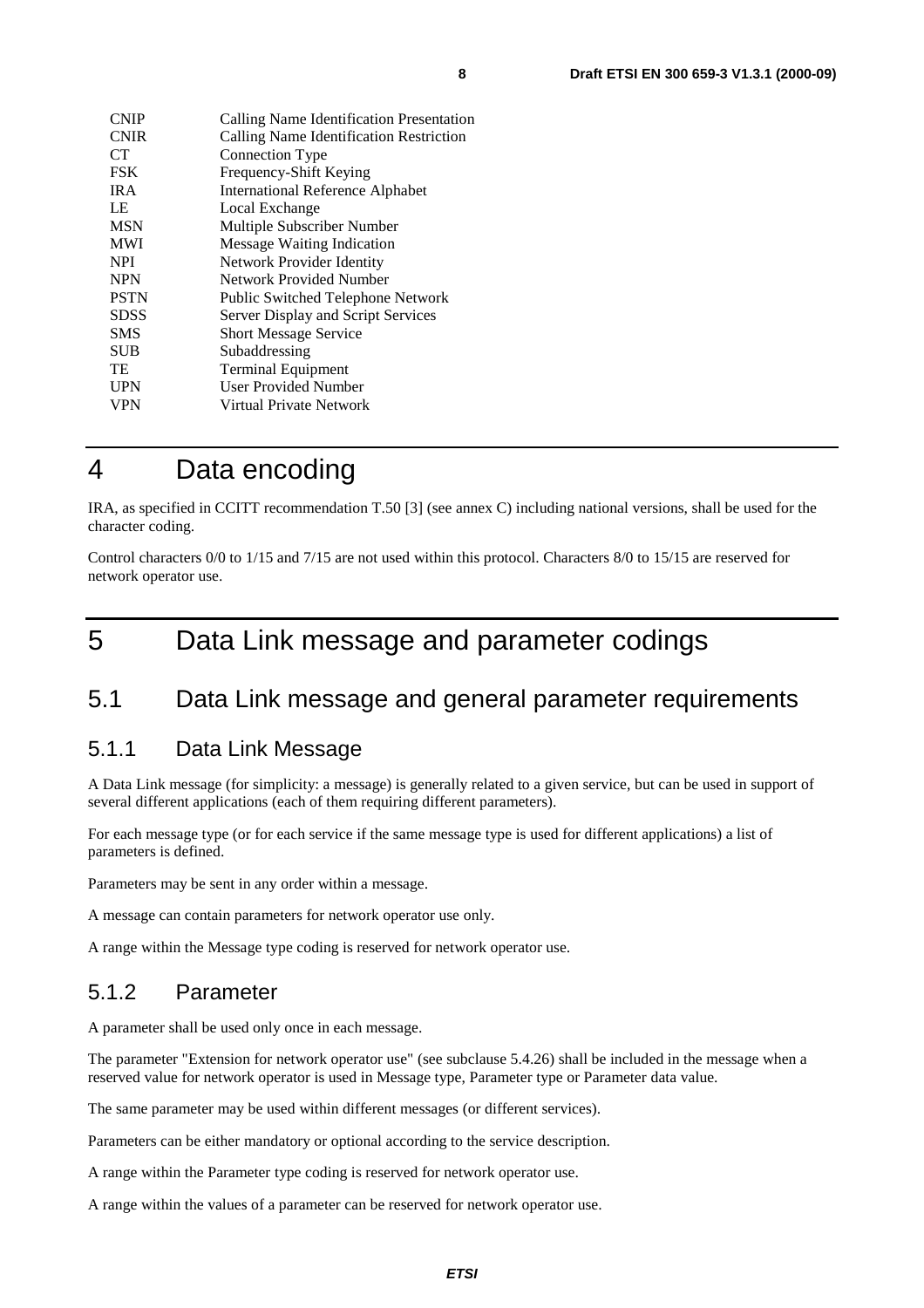| | |
|---|---|
| CNIP | Calling Name Identification Presentation |
| CNIR | Calling Name Identification Restriction |
| CT | Connection Type |
| FSK | Frequency-Shift Keying |
| IRA | International Reference Alphabet |
| LE | Local Exchange |
| MSN | Multiple Subscriber Number |
| MWI | Message Waiting Indication |
| NPI | Network Provider Identity |
| NPN | Network Provided Number |
| PSTN | Public Switched Telephone Network |
| SDSS | Server Display and Script Services |
| SMS | Short Message Service |
| SUB | Subaddressing |
| TE | Terminal Equipment |
| UPN | User Provided Number |
| VPN | Virtual Private Network |

# 4 Data encoding

IRA, as specified in CCITT recommendation T.50 [3] (see annex C) including national versions, shall be used for the character coding.

Control characters 0/0 to 1/15 and 7/15 are not used within this protocol. Characters 8/0 to 15/15 are reserved for network operator use.

# 5 Data Link message and parameter codings

## 5.1 Data Link message and general parameter requirements

### 5.1.1 Data Link Message

A Data Link message (for simplicity: a message) is generally related to a given service, but can be used in support of several different applications (each of them requiring different parameters).

For each message type (or for each service if the same message type is used for different applications) a list of parameters is defined.

Parameters may be sent in any order within a message.

A message can contain parameters for network operator use only.

A range within the Message type coding is reserved for network operator use.

### 5.1.2 Parameter

A parameter shall be used only once in each message.

The parameter "Extension for network operator use" (see subclause 5.4.26) shall be included in the message when a reserved value for network operator is used in Message type, Parameter type or Parameter data value.

The same parameter may be used within different messages (or different services).

Parameters can be either mandatory or optional according to the service description.

A range within the Parameter type coding is reserved for network operator use.

A range within the values of a parameter can be reserved for network operator use.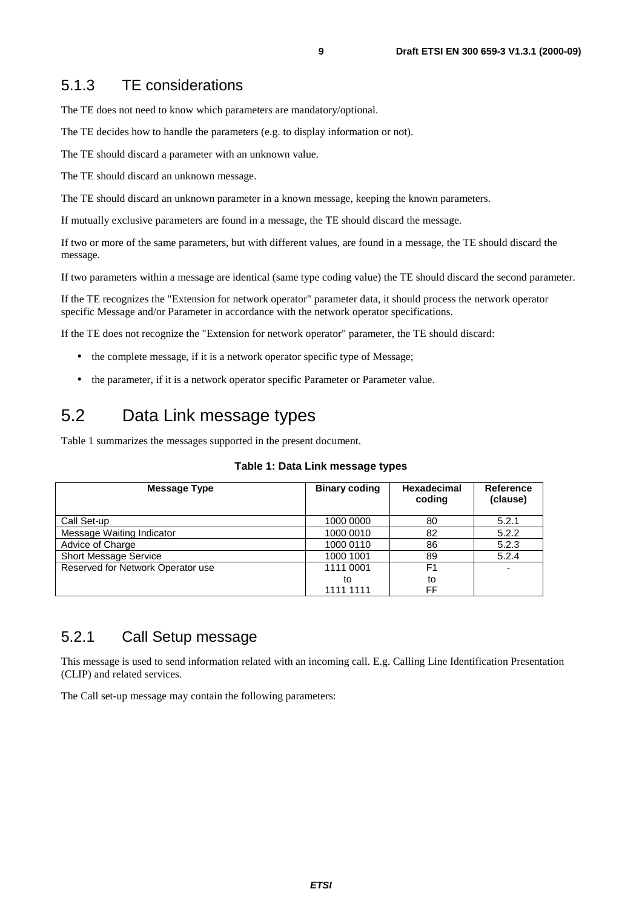### 5.1.3 TE considerations

The TE does not need to know which parameters are mandatory/optional.

The TE decides how to handle the parameters (e.g. to display information or not).

The TE should discard a parameter with an unknown value.

The TE should discard an unknown message.

The TE should discard an unknown parameter in a known message, keeping the known parameters.

If mutually exclusive parameters are found in a message, the TE should discard the message.

If two or more of the same parameters, but with different values, are found in a message, the TE should discard the message.

If two parameters within a message are identical (same type coding value) the TE should discard the second parameter.

If the TE recognizes the "Extension for network operator" parameter data, it should process the network operator specific Message and/or Parameter in accordance with the network operator specifications.

If the TE does not recognize the "Extension for network operator" parameter, the TE should discard:

- the complete message, if it is a network operator specific type of Message;
- the parameter, if it is a network operator specific Parameter or Parameter value.

## 5.2 Data Link message types

Table 1 summarizes the messages supported in the present document.

**Table 1: Data Link message types**

| Message Type | Binary coding | Hexadecimal coding | Reference (clause) |
|---|---|---|---|
| Call Set-up | 1000 0000 | 80 | 5.2.1 |
| Message Waiting Indicator | 1000 0010 | 82 | 5.2.2 |
| Advice of Charge | 1000 0110 | 86 | 5.2.3 |
| Short Message Service | 1000 1001 | 89 | 5.2.4 |
| Reserved for Network Operator use | 1111 0001 to 1111 1111 | F1 to FF | - |

### 5.2.1 Call Setup message

This message is used to send information related with an incoming call. E.g. Calling Line Identification Presentation (CLIP) and related services.

The Call set-up message may contain the following parameters: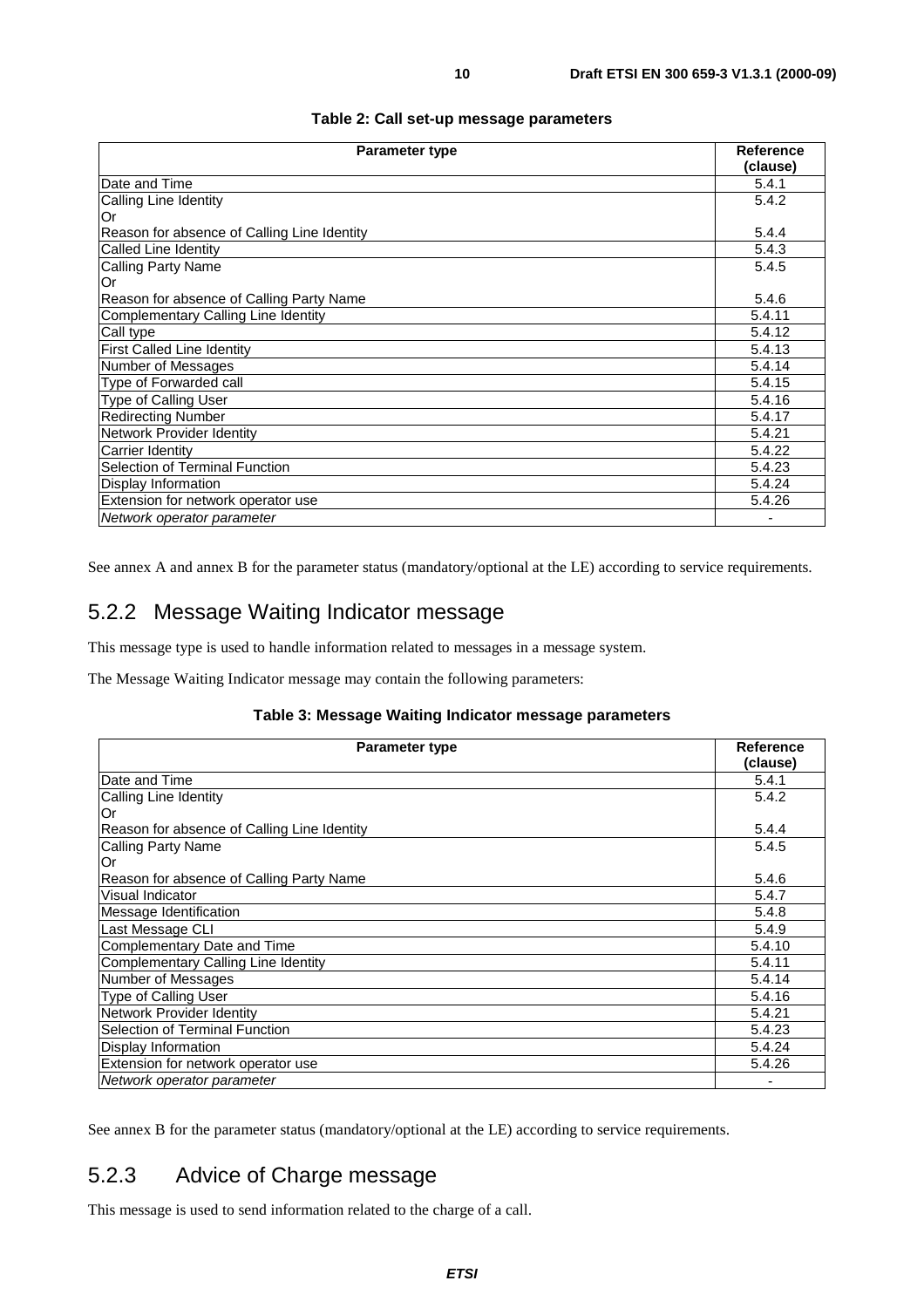**Table 2: Call set-up message parameters**

| Parameter type | Reference (clause) |
|---|---|
| Date and Time | 5.4.1 |
| Calling Line Identity<br>Or<br>Reason for absence of Calling Line Identity | 5.4.2<br><br>5.4.4 |
| Called Line Identity | 5.4.3 |
| Calling Party Name<br>Or<br>Reason for absence of Calling Party Name | 5.4.5<br><br>5.4.6 |
| Complementary Calling Line Identity | 5.4.11 |
| Call type | 5.4.12 |
| First Called Line Identity | 5.4.13 |
| Number of Messages | 5.4.14 |
| Type of Forwarded call | 5.4.15 |
| Type of Calling User | 5.4.16 |
| Redirecting Number | 5.4.17 |
| Network Provider Identity | 5.4.21 |
| Carrier Identity | 5.4.22 |
| Selection of Terminal Function | 5.4.23 |
| Display Information | 5.4.24 |
| Extension for network operator use | 5.4.26 |
| *Network operator parameter* | - |

See annex A and annex B for the parameter status (mandatory/optional at the LE) according to service requirements.

## 5.2.2 Message Waiting Indicator message

This message type is used to handle information related to messages in a message system.

The Message Waiting Indicator message may contain the following parameters:

**Table 3: Message Waiting Indicator message parameters**

| Parameter type | Reference (clause) |
|---|---|
| Date and Time | 5.4.1 |
| Calling Line Identity<br>Or<br>Reason for absence of Calling Line Identity | 5.4.2<br><br>5.4.4 |
| Calling Party Name<br>Or<br>Reason for absence of Calling Party Name | 5.4.5<br><br>5.4.6 |
| Visual Indicator | 5.4.7 |
| Message Identification | 5.4.8 |
| Last Message CLI | 5.4.9 |
| Complementary Date and Time | 5.4.10 |
| Complementary Calling Line Identity | 5.4.11 |
| Number of Messages | 5.4.14 |
| Type of Calling User | 5.4.16 |
| Network Provider Identity | 5.4.21 |
| Selection of Terminal Function | 5.4.23 |
| Display Information | 5.4.24 |
| Extension for network operator use | 5.4.26 |
| *Network operator parameter* | - |

See annex B for the parameter status (mandatory/optional at the LE) according to service requirements.

## 5.2.3 Advice of Charge message

This message is used to send information related to the charge of a call.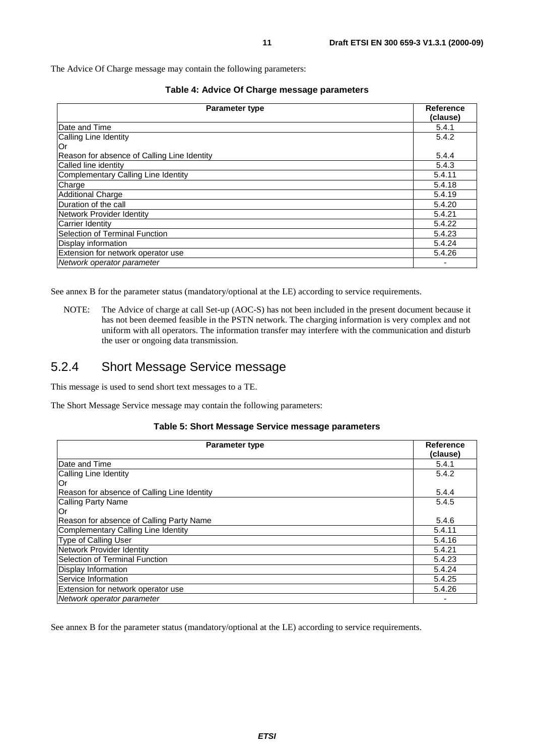The Advice Of Charge message may contain the following parameters:

**Table 4: Advice Of Charge message parameters**

| Parameter type | Reference (clause) |
|---|---|
| Date and Time | 5.4.1 |
| Calling Line Identity<br>Or<br>Reason for absence of Calling Line Identity | 5.4.2<br><br>5.4.4 |
| Called line identity | 5.4.3 |
| Complementary Calling Line Identity | 5.4.11 |
| Charge | 5.4.18 |
| Additional Charge | 5.4.19 |
| Duration of the call | 5.4.20 |
| Network Provider Identity | 5.4.21 |
| Carrier Identity | 5.4.22 |
| Selection of Terminal Function | 5.4.23 |
| Display information | 5.4.24 |
| Extension for network operator use | 5.4.26 |
| *Network operator parameter* | - |

See annex B for the parameter status (mandatory/optional at the LE) according to service requirements.

NOTE: The Advice of charge at call Set-up (AOC-S) has not been included in the present document because it has not been deemed feasible in the PSTN network. The charging information is very complex and not uniform with all operators. The information transfer may interfere with the communication and disturb the user or ongoing data transmission.

### 5.2.4 Short Message Service message

This message is used to send short text messages to a TE.

The Short Message Service message may contain the following parameters:

**Table 5: Short Message Service message parameters**

| Parameter type | Reference (clause) |
|---|---|
| Date and Time | 5.4.1 |
| Calling Line Identity<br>Or<br>Reason for absence of Calling Line Identity | 5.4.2<br><br>5.4.4 |
| Calling Party Name<br>Or<br>Reason for absence of Calling Party Name | 5.4.5<br><br>5.4.6 |
| Complementary Calling Line Identity | 5.4.11 |
| Type of Calling User | 5.4.16 |
| Network Provider Identity | 5.4.21 |
| Selection of Terminal Function | 5.4.23 |
| Display Information | 5.4.24 |
| Service Information | 5.4.25 |
| Extension for network operator use | 5.4.26 |
| *Network operator parameter* | - |

See annex B for the parameter status (mandatory/optional at the LE) according to service requirements.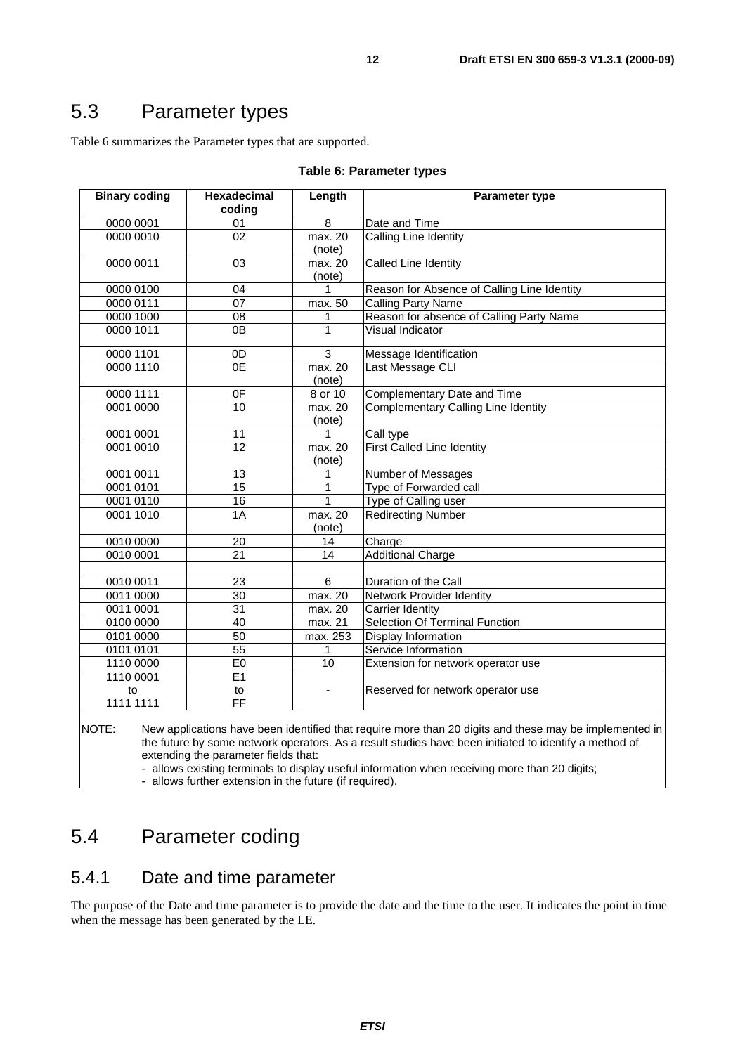## 5.3 Parameter types

Table 6 summarizes the Parameter types that are supported.

**Table 6: Parameter types**

| Binary coding | Hexadecimal coding | Length | Parameter type |
|---|---|---|---|
| 0000 0001 | 01 | 8 | Date and Time |
| 0000 0010 | 02 | max. 20 (note) | Calling Line Identity |
| 0000 0011 | 03 | max. 20 (note) | Called Line Identity |
| 0000 0100 | 04 | 1 | Reason for Absence of Calling Line Identity |
| 0000 0111 | 07 | max. 50 | Calling Party Name |
| 0000 1000 | 08 | 1 | Reason for absence of Calling Party Name |
| 0000 1011 | 0B | 1 | Visual Indicator |
| 0000 1101 | 0D | 3 | Message Identification |
| 0000 1110 | 0E | max. 20 (note) | Last Message CLI |
| 0000 1111 | 0F | 8 or 10 | Complementary Date and Time |
| 0001 0000 | 10 | max. 20 (note) | Complementary Calling Line Identity |
| 0001 0001 | 11 | 1 | Call type |
| 0001 0010 | 12 | max. 20 (note) | First Called Line Identity |
| 0001 0011 | 13 | 1 | Number of Messages |
| 0001 0101 | 15 | 1 | Type of Forwarded call |
| 0001 0110 | 16 | 1 | Type of Calling user |
| 0001 1010 | 1A | max. 20 (note) | Redirecting Number |
| 0010 0000 | 20 | 14 | Charge |
| 0010 0001 | 21 | 14 | Additional Charge |
| | | | |
| 0010 0011 | 23 | 6 | Duration of the Call |
| 0011 0000 | 30 | max. 20 | Network Provider Identity |
| 0011 0001 | 31 | max. 20 | Carrier Identity |
| 0100 0000 | 40 | max. 21 | Selection Of Terminal Function |
| 0101 0000 | 50 | max. 253 | Display Information |
| 0101 0101 | 55 | 1 | Service Information |
| 1110 0000 | E0 | 10 | Extension for network operator use |
| 1110 0001 to 1111 1111 | E1 to FF | - | Reserved for network operator use |

NOTE: New applications have been identified that require more than 20 digits and these may be implemented in the future by some network operators. As a result studies have been initiated to identify a method of extending the parameter fields that:
- allows existing terminals to display useful information when receiving more than 20 digits;
- allows further extension in the future (if required).

## 5.4 Parameter coding

### 5.4.1 Date and time parameter

The purpose of the Date and time parameter is to provide the date and the time to the user. It indicates the point in time when the message has been generated by the LE.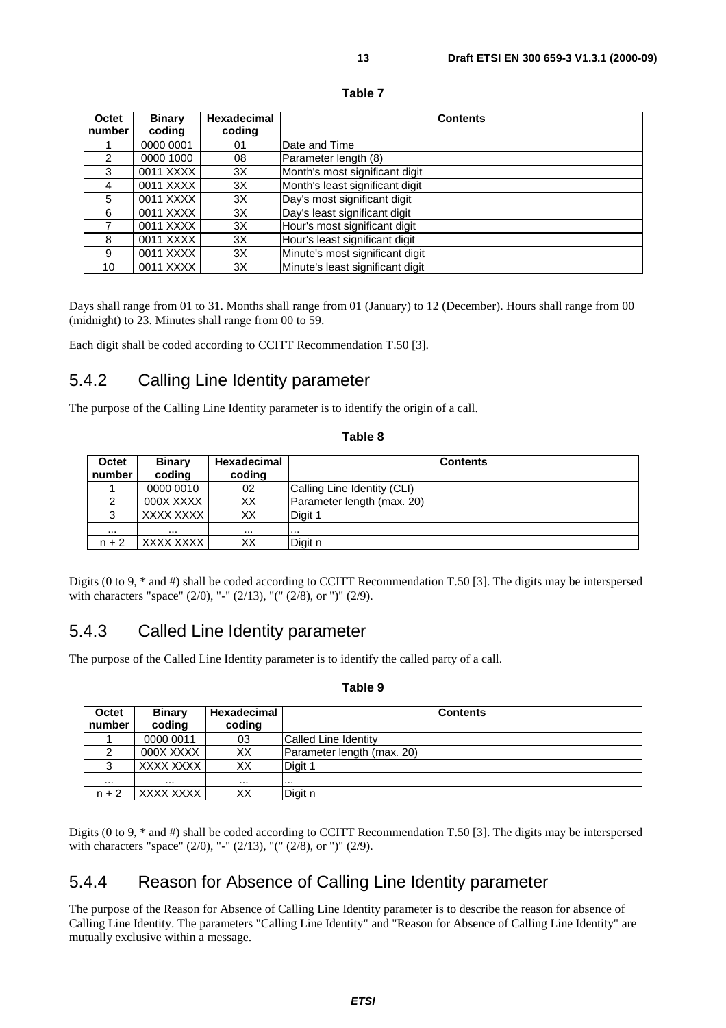**Table 7**

| Octet number | Binary coding | Hexadecimal coding | Contents |
|---|---|---|---|
| 1 | 0000 0001 | 01 | Date and Time |
| 2 | 0000 1000 | 08 | Parameter length (8) |
| 3 | 0011 XXXX | 3X | Month's most significant digit |
| 4 | 0011 XXXX | 3X | Month's least significant digit |
| 5 | 0011 XXXX | 3X | Day's most significant digit |
| 6 | 0011 XXXX | 3X | Day's least significant digit |
| 7 | 0011 XXXX | 3X | Hour's most significant digit |
| 8 | 0011 XXXX | 3X | Hour's least significant digit |
| 9 | 0011 XXXX | 3X | Minute's most significant digit |
| 10 | 0011 XXXX | 3X | Minute's least significant digit |

Days shall range from 01 to 31. Months shall range from 01 (January) to 12 (December). Hours shall range from 00 (midnight) to 23. Minutes shall range from 00 to 59.

Each digit shall be coded according to CCITT Recommendation T.50 [3].

### 5.4.2 Calling Line Identity parameter

The purpose of the Calling Line Identity parameter is to identify the origin of a call.

**Table 8**

| Octet number | Binary coding | Hexadecimal coding | Contents |
|---|---|---|---|
| 1 | 0000 0010 | 02 | Calling Line Identity (CLI) |
| 2 | 000X XXXX | XX | Parameter length (max. 20) |
| 3 | XXXX XXXX | XX | Digit 1 |
| ... | ... | ... | ... |
| n + 2 | XXXX XXXX | XX | Digit n |

Digits (0 to 9, * and #) shall be coded according to CCITT Recommendation T.50 [3]. The digits may be interspersed with characters "space" (2/0), "-" (2/13), "(" (2/8), or ")" (2/9).

### 5.4.3 Called Line Identity parameter

The purpose of the Called Line Identity parameter is to identify the called party of a call.

**Table 9**

| Octet number | Binary coding | Hexadecimal coding | Contents |
|---|---|---|---|
| 1 | 0000 0011 | 03 | Called Line Identity |
| 2 | 000X XXXX | XX | Parameter length (max. 20) |
| 3 | XXXX XXXX | XX | Digit 1 |
| ... | ... | ... | ... |
| n + 2 | XXXX XXXX | XX | Digit n |

Digits (0 to 9, * and #) shall be coded according to CCITT Recommendation T.50 [3]. The digits may be interspersed with characters "space" (2/0), "-" (2/13), "(" (2/8), or ")" (2/9).

### 5.4.4 Reason for Absence of Calling Line Identity parameter

The purpose of the Reason for Absence of Calling Line Identity parameter is to describe the reason for absence of Calling Line Identity. The parameters "Calling Line Identity" and "Reason for Absence of Calling Line Identity" are mutually exclusive within a message.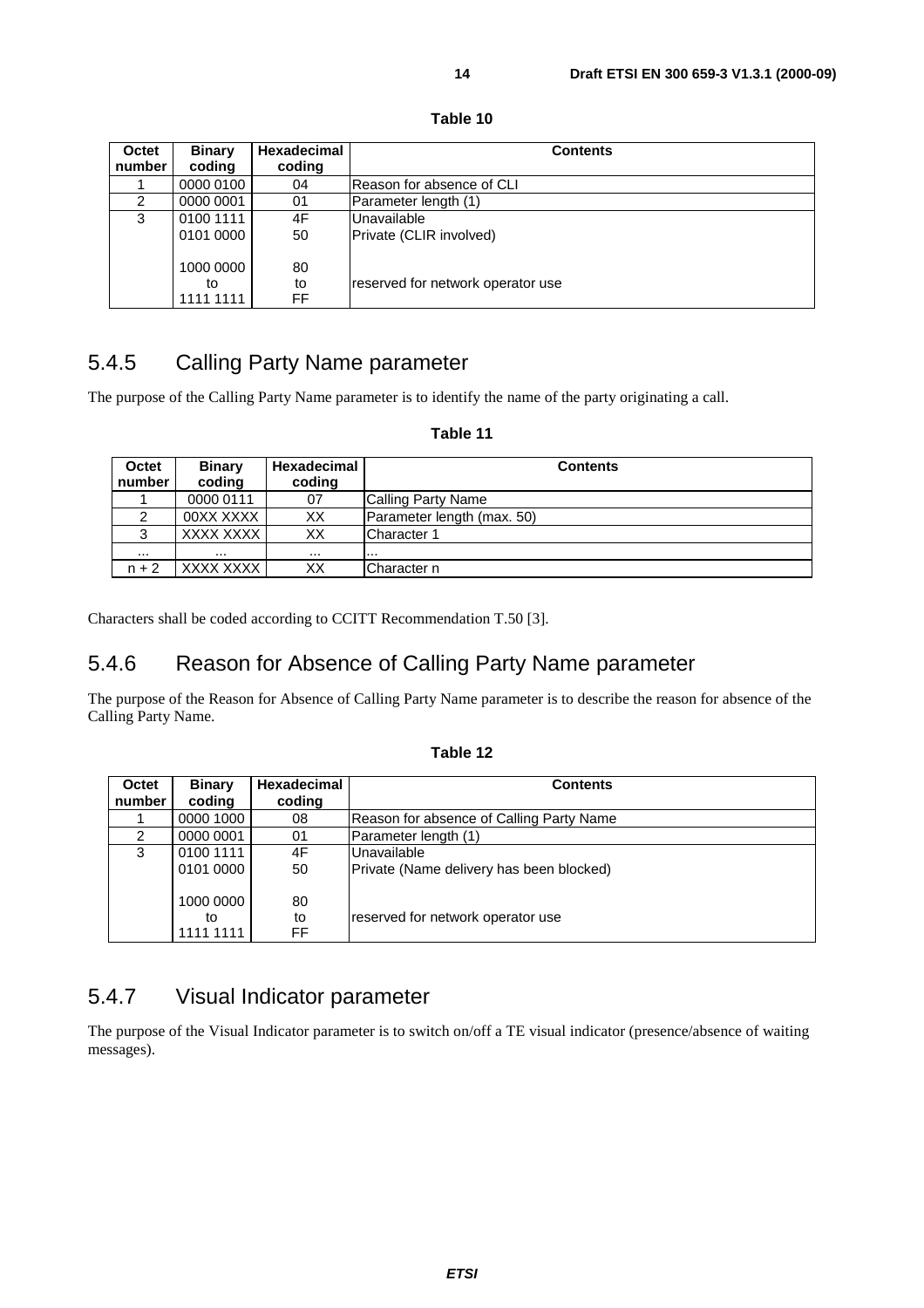**Table 10**

| Octet number | Binary coding | Hexadecimal coding | Contents |
|---|---|---|---|
| 1 | 0000 0100 | 04 | Reason for absence of CLI |
| 2 | 0000 0001 | 01 | Parameter length (1) |
| 3 | 0100 1111 | 4F | Unavailable |
| | 0101 0000 | 50 | Private (CLIR involved) |
| | 1000 0000 to 1111 1111 | 80 to FF | reserved for network operator use |

## 5.4.5 Calling Party Name parameter

The purpose of the Calling Party Name parameter is to identify the name of the party originating a call.

**Table 11**

| Octet number | Binary coding | Hexadecimal coding | Contents |
|---|---|---|---|
| 1 | 0000 0111 | 07 | Calling Party Name |
| 2 | 00XX XXXX | XX | Parameter length (max. 50) |
| 3 | XXXX XXXX | XX | Character 1 |
| ... | ... | ... | ... |
| n + 2 | XXXX XXXX | XX | Character n |

Characters shall be coded according to CCITT Recommendation T.50 [3].

## 5.4.6 Reason for Absence of Calling Party Name parameter

The purpose of the Reason for Absence of Calling Party Name parameter is to describe the reason for absence of the Calling Party Name.

**Table 12**

| Octet number | Binary coding | Hexadecimal coding | Contents |
|---|---|---|---|
| 1 | 0000 1000 | 08 | Reason for absence of Calling Party Name |
| 2 | 0000 0001 | 01 | Parameter length (1) |
| 3 | 0100 1111 | 4F | Unavailable |
| | 0101 0000 | 50 | Private (Name delivery has been blocked) |
| | 1000 0000 to 1111 1111 | 80 to FF | reserved for network operator use |

## 5.4.7 Visual Indicator parameter

The purpose of the Visual Indicator parameter is to switch on/off a TE visual indicator (presence/absence of waiting messages).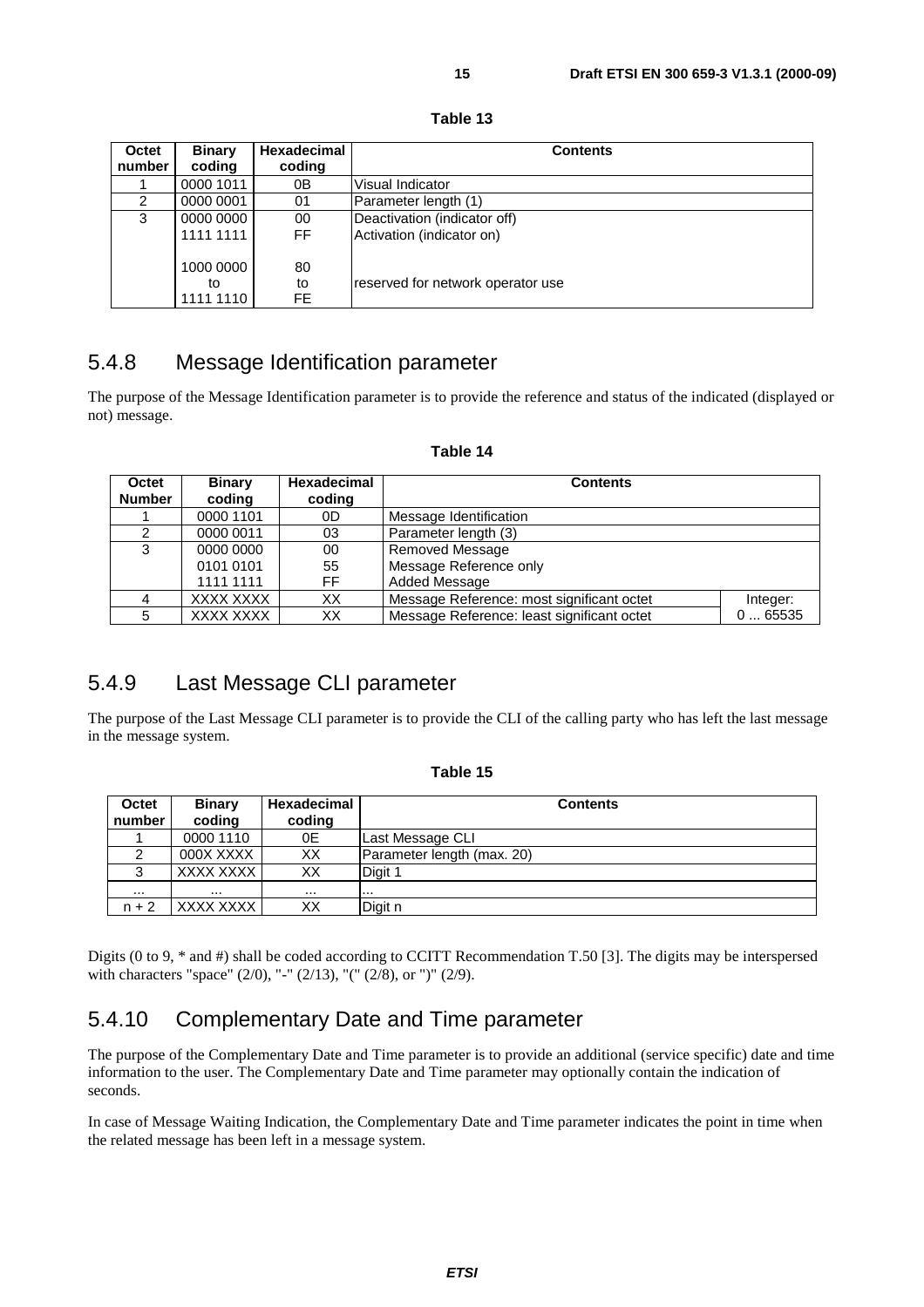**Table 13**

| Octet number | Binary coding | Hexadecimal coding | Contents |
|---|---|---|---|
| 1 | 0000 1011 | 0B | Visual Indicator |
| 2 | 0000 0001 | 01 | Parameter length (1) |
| 3 | 0000 0000<br>1111 1111<br><br>1000 0000<br>to<br>1111 1110 | 00<br>FF<br><br>80<br>to<br>FE | Deactivation (indicator off)<br>Activation (indicator on)<br><br><br>reserved for network operator use |

## 5.4.8 Message Identification parameter

The purpose of the Message Identification parameter is to provide the reference and status of the indicated (displayed or not) message.

**Table 14**

| Octet Number | Binary coding | Hexadecimal coding | Contents | |
|---|---|---|---|---|
| 1 | 0000 1101 | 0D | Message Identification | |
| 2 | 0000 0011 | 03 | Parameter length (3) | |
| 3 | 0000 0000<br>0101 0101<br>1111 1111 | 00<br>55<br>FF | Removed Message<br>Message Reference only<br>Added Message | |
| 4 | XXXX XXXX | XX | Message Reference: most significant octet | Integer: |
| 5 | XXXX XXXX | XX | Message Reference: least significant octet | 0 ... 65535 |

## 5.4.9 Last Message CLI parameter

The purpose of the Last Message CLI parameter is to provide the CLI of the calling party who has left the last message in the message system.

**Table 15**

| Octet number | Binary coding | Hexadecimal coding | Contents |
|---|---|---|---|
| 1 | 0000 1110 | 0E | Last Message CLI |
| 2 | 000X XXXX | XX | Parameter length (max. 20) |
| 3 | XXXX XXXX | XX | Digit 1 |
| ... | ... | ... | ... |
| n + 2 | XXXX XXXX | XX | Digit n |

Digits (0 to 9, * and #) shall be coded according to CCITT Recommendation T.50 [3]. The digits may be interspersed with characters "space" (2/0), "-" (2/13), "(" (2/8), or ")" (2/9).

## 5.4.10 Complementary Date and Time parameter

The purpose of the Complementary Date and Time parameter is to provide an additional (service specific) date and time information to the user. The Complementary Date and Time parameter may optionally contain the indication of seconds.

In case of Message Waiting Indication, the Complementary Date and Time parameter indicates the point in time when the related message has been left in a message system.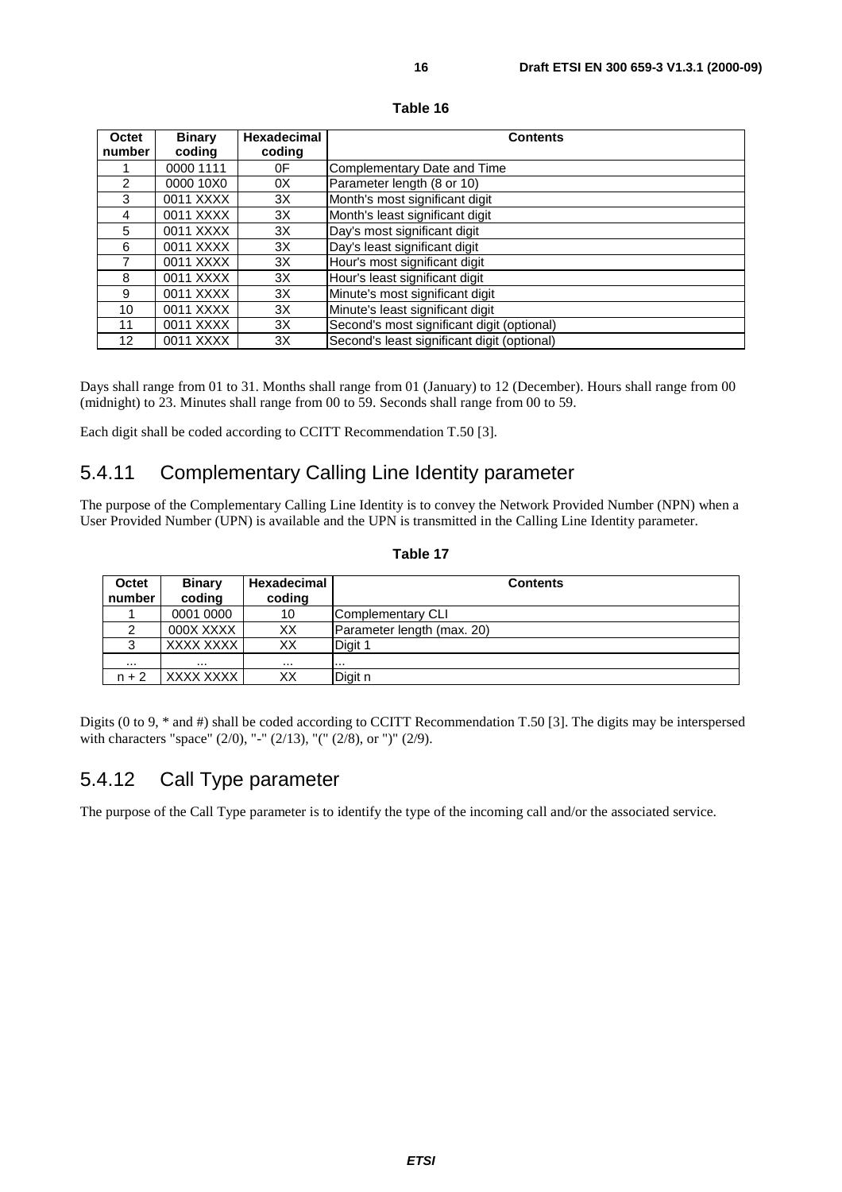**Table 16**

| Octet number | Binary coding | Hexadecimal coding | Contents |
|---|---|---|---|
| 1 | 0000 1111 | 0F | Complementary Date and Time |
| 2 | 0000 10X0 | 0X | Parameter length (8 or 10) |
| 3 | 0011 XXXX | 3X | Month's most significant digit |
| 4 | 0011 XXXX | 3X | Month's least significant digit |
| 5 | 0011 XXXX | 3X | Day's most significant digit |
| 6 | 0011 XXXX | 3X | Day's least significant digit |
| 7 | 0011 XXXX | 3X | Hour's most significant digit |
| 8 | 0011 XXXX | 3X | Hour's least significant digit |
| 9 | 0011 XXXX | 3X | Minute's most significant digit |
| 10 | 0011 XXXX | 3X | Minute's least significant digit |
| 11 | 0011 XXXX | 3X | Second's most significant digit (optional) |
| 12 | 0011 XXXX | 3X | Second's least significant digit (optional) |

Days shall range from 01 to 31. Months shall range from 01 (January) to 12 (December). Hours shall range from 00 (midnight) to 23. Minutes shall range from 00 to 59. Seconds shall range from 00 to 59.

Each digit shall be coded according to CCITT Recommendation T.50 [3].

## 5.4.11 Complementary Calling Line Identity parameter

The purpose of the Complementary Calling Line Identity is to convey the Network Provided Number (NPN) when a User Provided Number (UPN) is available and the UPN is transmitted in the Calling Line Identity parameter.

**Table 17**

| Octet number | Binary coding | Hexadecimal coding | Contents |
|---|---|---|---|
| 1 | 0001 0000 | 10 | Complementary CLI |
| 2 | 000X XXXX | XX | Parameter length (max. 20) |
| 3 | XXXX XXXX | XX | Digit 1 |
| ... | ... | ... | ... |
| n + 2 | XXXX XXXX | XX | Digit n |

Digits (0 to 9, * and #) shall be coded according to CCITT Recommendation T.50 [3]. The digits may be interspersed with characters "space" (2/0), "-" (2/13), "(" (2/8), or ")" (2/9).

## 5.4.12 Call Type parameter

The purpose of the Call Type parameter is to identify the type of the incoming call and/or the associated service.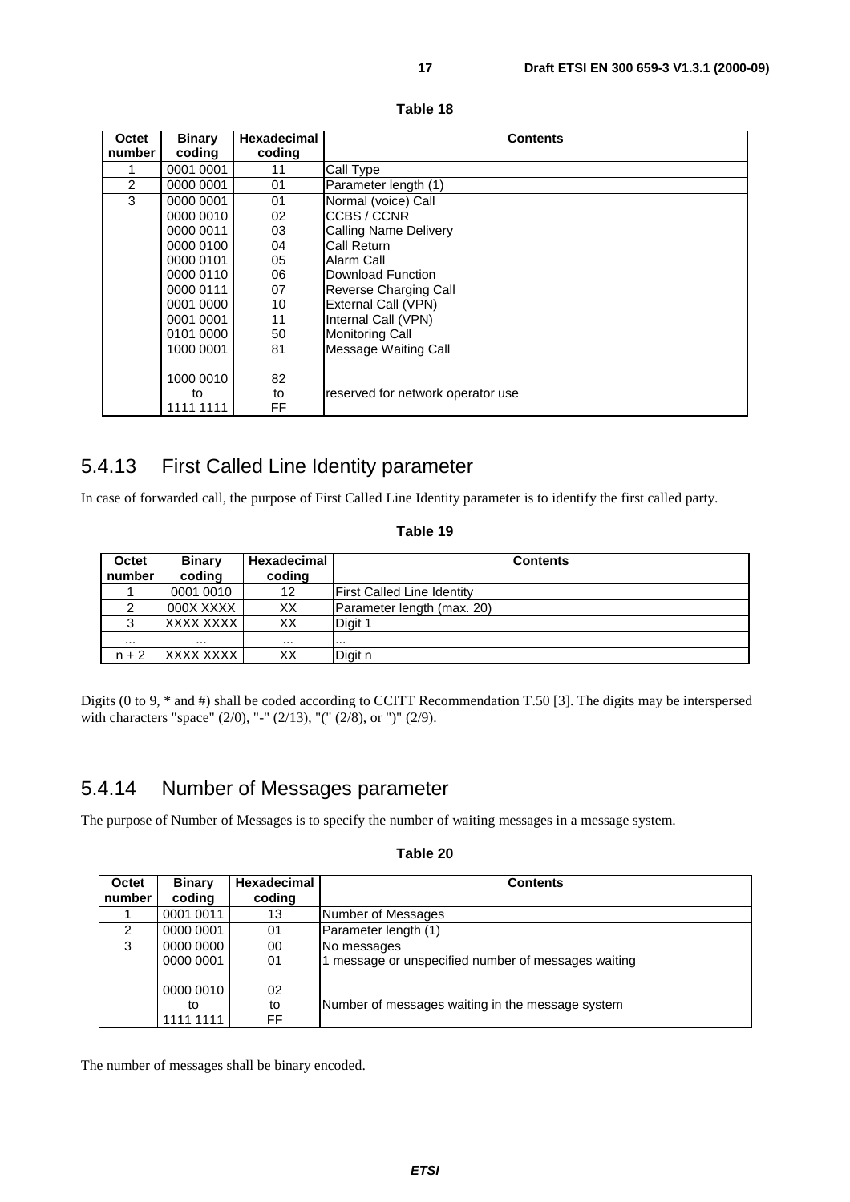**Table 18**

| Octet number | Binary coding | Hexadecimal coding | Contents |
|---|---|---|---|
| 1 | 0001 0001 | 11 | Call Type |
| 2 | 0000 0001 | 01 | Parameter length (1) |
| 3 | 0000 0001 | 01 | Normal (voice) Call |
| | 0000 0010 | 02 | CCBS / CCNR |
| | 0000 0011 | 03 | Calling Name Delivery |
| | 0000 0100 | 04 | Call Return |
| | 0000 0101 | 05 | Alarm Call |
| | 0000 0110 | 06 | Download Function |
| | 0000 0111 | 07 | Reverse Charging Call |
| | 0001 0000 | 10 | External Call (VPN) |
| | 0001 0001 | 11 | Internal Call (VPN) |
| | 0101 0000 | 50 | Monitoring Call |
| | 1000 0001 | 81 | Message Waiting Call |
| | 1000 0010 to 1111 1111 | 82 to FF | reserved for network operator use |

## 5.4.13 First Called Line Identity parameter

In case of forwarded call, the purpose of First Called Line Identity parameter is to identify the first called party.

**Table 19**

| Octet number | Binary coding | Hexadecimal coding | Contents |
|---|---|---|---|
| 1 | 0001 0010 | 12 | First Called Line Identity |
| 2 | 000X XXXX | XX | Parameter length (max. 20) |
| 3 | XXXX XXXX | XX | Digit 1 |
| ... | ... | ... | ... |
| n + 2 | XXXX XXXX | XX | Digit n |

Digits (0 to 9, * and #) shall be coded according to CCITT Recommendation T.50 [3]. The digits may be interspersed with characters "space" (2/0), "-" (2/13), "(" (2/8), or ")" (2/9).

## 5.4.14 Number of Messages parameter

The purpose of Number of Messages is to specify the number of waiting messages in a message system.

**Table 20**

| Octet number | Binary coding | Hexadecimal coding | Contents |
|---|---|---|---|
| 1 | 0001 0011 | 13 | Number of Messages |
| 2 | 0000 0001 | 01 | Parameter length (1) |
| 3 | 0000 0000 | 00 | No messages |
| | 0000 0001 | 01 | 1 message or unspecified number of messages waiting |
| | 0000 0010 to 1111 1111 | 02 to FF | Number of messages waiting in the message system |

The number of messages shall be binary encoded.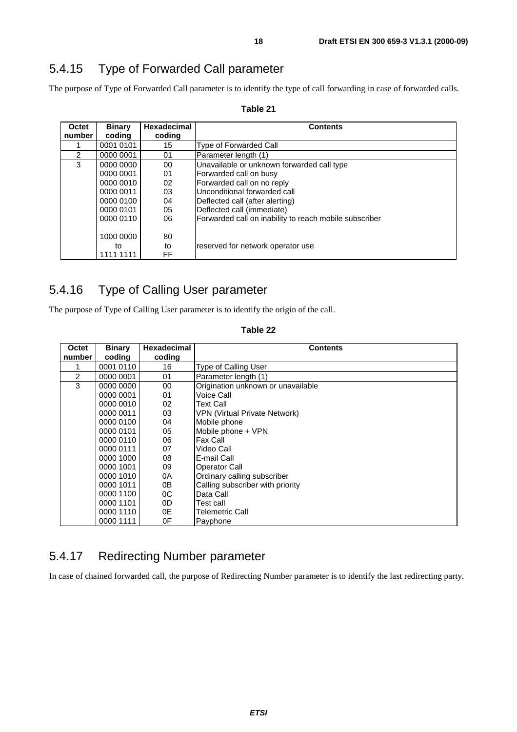## 5.4.15 Type of Forwarded Call parameter

The purpose of Type of Forwarded Call parameter is to identify the type of call forwarding in case of forwarded calls.

**Table 21**

| Octet number | Binary coding | Hexadecimal coding | Contents |
|---|---|---|---|
| 1 | 0001 0101 | 15 | Type of Forwarded Call |
| 2 | 0000 0001 | 01 | Parameter length (1) |
| 3 | 0000 0000 | 00 | Unavailable or unknown forwarded call type |
| | 0000 0001 | 01 | Forwarded call on busy |
| | 0000 0010 | 02 | Forwarded call on no reply |
| | 0000 0011 | 03 | Unconditional forwarded call |
| | 0000 0100 | 04 | Deflected call (after alerting) |
| | 0000 0101 | 05 | Deflected call (immediate) |
| | 0000 0110 | 06 | Forwarded call on inability to reach mobile subscriber |
| | 1000 0000 to 1111 1111 | 80 to FF | reserved for network operator use |

## 5.4.16 Type of Calling User parameter

The purpose of Type of Calling User parameter is to identify the origin of the call.

**Table 22**

| Octet number | Binary coding | Hexadecimal coding | Contents |
|---|---|---|---|
| 1 | 0001 0110 | 16 | Type of Calling User |
| 2 | 0000 0001 | 01 | Parameter length (1) |
| 3 | 0000 0000 | 00 | Origination unknown or unavailable |
| | 0000 0001 | 01 | Voice Call |
| | 0000 0010 | 02 | Text Call |
| | 0000 0011 | 03 | VPN (Virtual Private Network) |
| | 0000 0100 | 04 | Mobile phone |
| | 0000 0101 | 05 | Mobile phone + VPN |
| | 0000 0110 | 06 | Fax Call |
| | 0000 0111 | 07 | Video Call |
| | 0000 1000 | 08 | E-mail Call |
| | 0000 1001 | 09 | Operator Call |
| | 0000 1010 | 0A | Ordinary calling subscriber |
| | 0000 1011 | 0B | Calling subscriber with priority |
| | 0000 1100 | 0C | Data Call |
| | 0000 1101 | 0D | Test call |
| | 0000 1110 | 0E | Telemetric Call |
| | 0000 1111 | 0F | Payphone |

## 5.4.17 Redirecting Number parameter

In case of chained forwarded call, the purpose of Redirecting Number parameter is to identify the last redirecting party.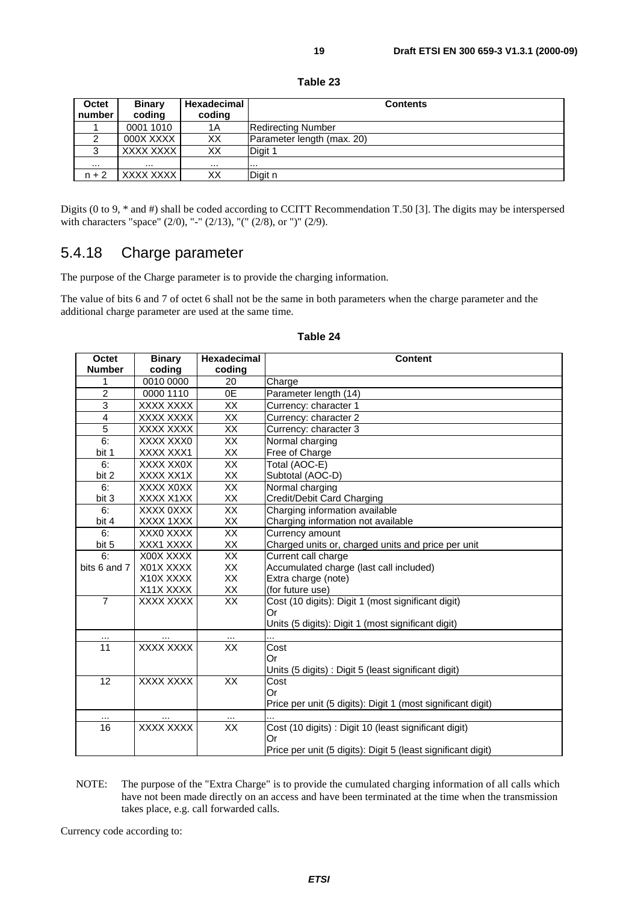**Table 23**

| Octet number | Binary coding | Hexadecimal coding | Contents |
|---|---|---|---|
| 1 | 0001 1010 | 1A | Redirecting Number |
| 2 | 000X XXXX | XX | Parameter length (max. 20) |
| 3 | XXXX XXXX | XX | Digit 1 |
| ... | ... | ... | ... |
| n + 2 | XXXX XXXX | XX | Digit n |

Digits (0 to 9, * and #) shall be coded according to CCITT Recommendation T.50 [3]. The digits may be interspersed with characters "space" (2/0), "-" (2/13), "(" (2/8), or ")" (2/9).

## 5.4.18 Charge parameter

The purpose of the Charge parameter is to provide the charging information.

The value of bits 6 and 7 of octet 6 shall not be the same in both parameters when the charge parameter and the additional charge parameter are used at the same time.

**Table 24**

| Octet Number | Binary coding | Hexadecimal coding | Content |
|---|---|---|---|
| 1 | 0010 0000 | 20 | Charge |
| 2 | 0000 1110 | 0E | Parameter length (14) |
| 3 | XXXX XXXX | XX | Currency: character 1 |
| 4 | XXXX XXXX | XX | Currency: character 2 |
| 5 | XXXX XXXX | XX | Currency: character 3 |
| 6: bit 1 | XXXX XXX0<br>XXXX XXX1 | XX<br>XX | Normal charging<br>Free of Charge |
| 6: bit 2 | XXXX XX0X<br>XXXX XX1X | XX<br>XX | Total (AOC-E)<br>Subtotal (AOC-D) |
| 6: bit 3 | XXXX X0XX<br>XXXX X1XX | XX<br>XX | Normal charging<br>Credit/Debit Card Charging |
| 6: bit 4 | XXXX 0XXX<br>XXXX 1XXX | XX<br>XX | Charging information available<br>Charging information not available |
| 6: bit 5 | XXX0 XXXX<br>XXX1 XXXX | XX<br>XX | Currency amount<br>Charged units or, charged units and price per unit |
| 6: bits 6 and 7 | X00X XXXX<br>X01X XXXX<br>X10X XXXX<br>X11X XXXX | XX<br>XX<br>XX<br>XX | Current call charge<br>Accumulated charge (last call included)<br>Extra charge (note)<br>(for future use) |
| 7 | XXXX XXXX | XX | Cost (10 digits): Digit 1 (most significant digit)<br>Or<br>Units (5 digits): Digit 1 (most significant digit) |
| ... | ... | ... | ... |
| 11 | XXXX XXXX | XX | Cost<br>Or<br>Units (5 digits) : Digit 5 (least significant digit) |
| 12 | XXXX XXXX | XX | Cost<br>Or<br>Price per unit (5 digits): Digit 1 (most significant digit) |
| ... | ... | ... | ... |
| 16 | XXXX XXXX | XX | Cost (10 digits) : Digit 10 (least significant digit)<br>Or<br>Price per unit (5 digits): Digit 5 (least significant digit) |

NOTE: The purpose of the "Extra Charge" is to provide the cumulated charging information of all calls which have not been made directly on an access and have been terminated at the time when the transmission takes place, e.g. call forwarded calls.

Currency code according to: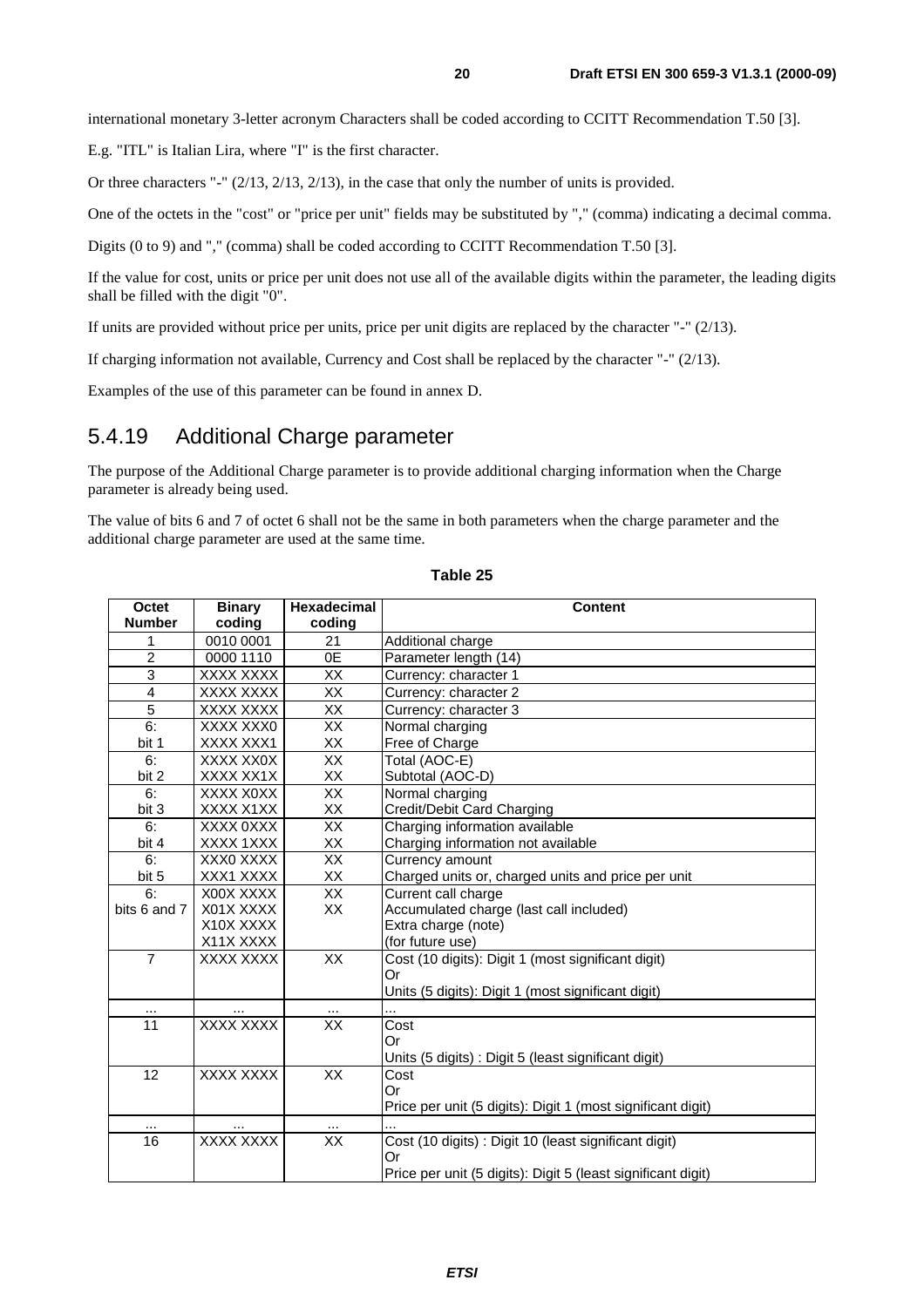international monetary 3-letter acronym Characters shall be coded according to CCITT Recommendation T.50 [3].

E.g. "ITL" is Italian Lira, where "I" is the first character.

Or three characters "-" (2/13, 2/13, 2/13), in the case that only the number of units is provided.

One of the octets in the "cost" or "price per unit" fields may be substituted by "," (comma) indicating a decimal comma.

Digits (0 to 9) and "," (comma) shall be coded according to CCITT Recommendation T.50 [3].

If the value for cost, units or price per unit does not use all of the available digits within the parameter, the leading digits shall be filled with the digit "0".

If units are provided without price per units, price per unit digits are replaced by the character "-" (2/13).

If charging information not available, Currency and Cost shall be replaced by the character "-" (2/13).

Examples of the use of this parameter can be found in annex D.

## 5.4.19 Additional Charge parameter

The purpose of the Additional Charge parameter is to provide additional charging information when the Charge parameter is already being used.

The value of bits 6 and 7 of octet 6 shall not be the same in both parameters when the charge parameter and the additional charge parameter are used at the same time.

**Table 25**

| Octet Number | Binary coding | Hexadecimal coding | Content |
|---|---|---|---|
| 1 | 0010 0001 | 21 | Additional charge |
| 2 | 0000 1110 | 0E | Parameter length (14) |
| 3 | XXXX XXXX | XX | Currency: character 1 |
| 4 | XXXX XXXX | XX | Currency: character 2 |
| 5 | XXXX XXXX | XX | Currency: character 3 |
| 6: bit 1 | XXXX XXX0<br>XXXX XXX1 | XX<br>XX | Normal charging<br>Free of Charge |
| 6: bit 2 | XXXX XX0X<br>XXXX XX1X | XX<br>XX | Total (AOC-E)<br>Subtotal (AOC-D) |
| 6: bit 3 | XXXX X0XX<br>XXXX X1XX | XX<br>XX | Normal charging<br>Credit/Debit Card Charging |
| 6: bit 4 | XXXX 0XXX<br>XXXX 1XXX | XX<br>XX | Charging information available<br>Charging information not available |
| 6: bit 5 | XXX0 XXXX<br>XXX1 XXXX | XX<br>XX | Currency amount<br>Charged units or, charged units and price per unit |
| 6: bits 6 and 7 | X00X XXXX<br>X01X XXXX<br>X10X XXXX<br>X11X XXXX | XX<br>XX | Current call charge<br>Accumulated charge (last call included)<br>Extra charge (note)<br>(for future use) |
| 7 | XXXX XXXX | XX | Cost (10 digits): Digit 1 (most significant digit)<br>Or<br>Units (5 digits): Digit 1 (most significant digit) |
| ... | ... | ... | ... |
| 11 | XXXX XXXX | XX | Cost<br>Or<br>Units (5 digits) : Digit 5 (least significant digit) |
| 12 | XXXX XXXX | XX | Cost<br>Or<br>Price per unit (5 digits): Digit 1 (most significant digit) |
| ... | ... | ... | ... |
| 16 | XXXX XXXX | XX | Cost (10 digits) : Digit 10 (least significant digit)<br>Or<br>Price per unit (5 digits): Digit 5 (least significant digit) |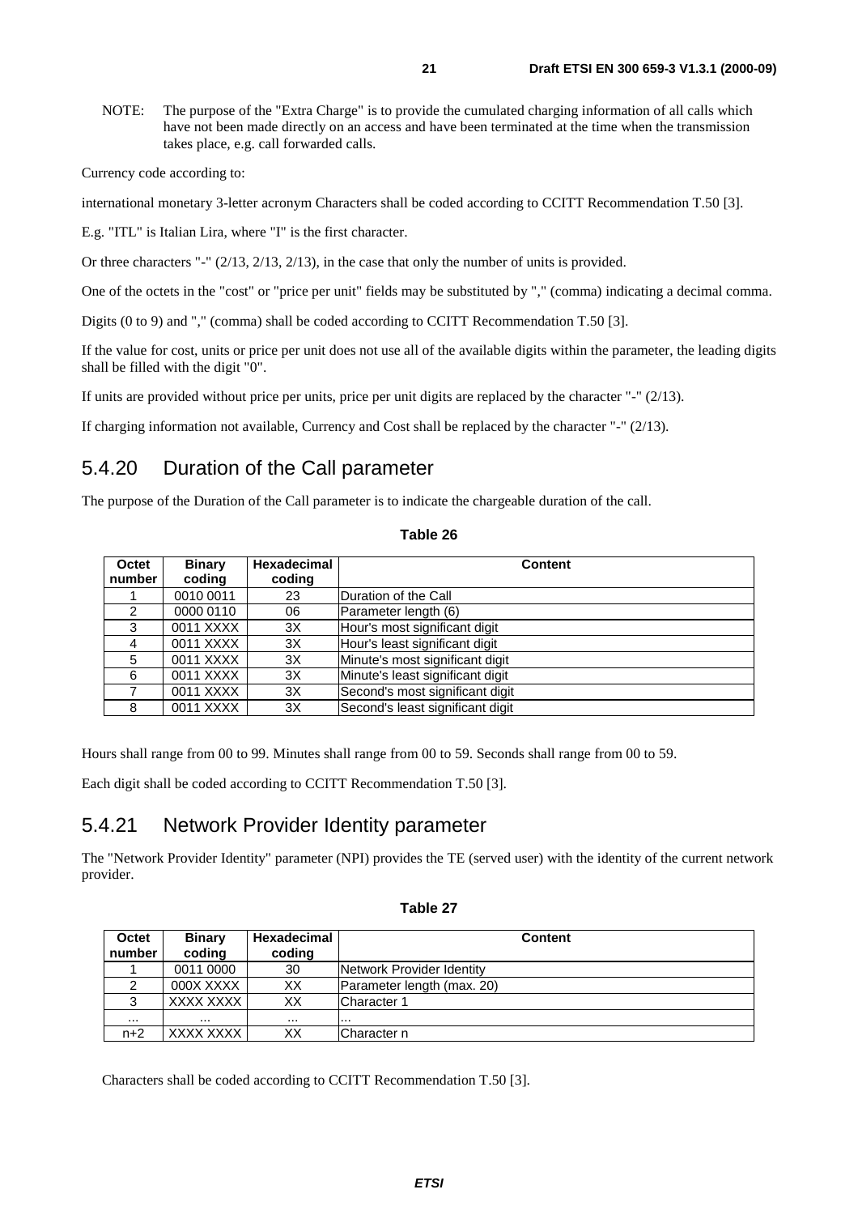NOTE: The purpose of the "Extra Charge" is to provide the cumulated charging information of all calls which have not been made directly on an access and have been terminated at the time when the transmission takes place, e.g. call forwarded calls.

Currency code according to:

international monetary 3-letter acronym Characters shall be coded according to CCITT Recommendation T.50 [3].

E.g. "ITL" is Italian Lira, where "I" is the first character.

Or three characters "-" (2/13, 2/13, 2/13), in the case that only the number of units is provided.

One of the octets in the "cost" or "price per unit" fields may be substituted by "," (comma) indicating a decimal comma.

Digits (0 to 9) and "," (comma) shall be coded according to CCITT Recommendation T.50 [3].

If the value for cost, units or price per unit does not use all of the available digits within the parameter, the leading digits shall be filled with the digit "0".

If units are provided without price per units, price per unit digits are replaced by the character "-" (2/13).

If charging information not available, Currency and Cost shall be replaced by the character "-" (2/13).

## 5.4.20 Duration of the Call parameter

The purpose of the Duration of the Call parameter is to indicate the chargeable duration of the call.

**Table 26**

| Octet number | Binary coding | Hexadecimal coding | Content |
|---|---|---|---|
| 1 | 0010 0011 | 23 | Duration of the Call |
| 2 | 0000 0110 | 06 | Parameter length (6) |
| 3 | 0011 XXXX | 3X | Hour's most significant digit |
| 4 | 0011 XXXX | 3X | Hour's least significant digit |
| 5 | 0011 XXXX | 3X | Minute's most significant digit |
| 6 | 0011 XXXX | 3X | Minute's least significant digit |
| 7 | 0011 XXXX | 3X | Second's most significant digit |
| 8 | 0011 XXXX | 3X | Second's least significant digit |

Hours shall range from 00 to 99. Minutes shall range from 00 to 59. Seconds shall range from 00 to 59.

Each digit shall be coded according to CCITT Recommendation T.50 [3].

## 5.4.21 Network Provider Identity parameter

The "Network Provider Identity" parameter (NPI) provides the TE (served user) with the identity of the current network provider.

**Table 27**

| Octet number | Binary coding | Hexadecimal coding | Content |
|---|---|---|---|
| 1 | 0011 0000 | 30 | Network Provider Identity |
| 2 | 000X XXXX | XX | Parameter length (max. 20) |
| 3 | XXXX XXXX | XX | Character 1 |
| ... | ... | ... | ... |
| n+2 | XXXX XXXX | XX | Character n |

Characters shall be coded according to CCITT Recommendation T.50 [3].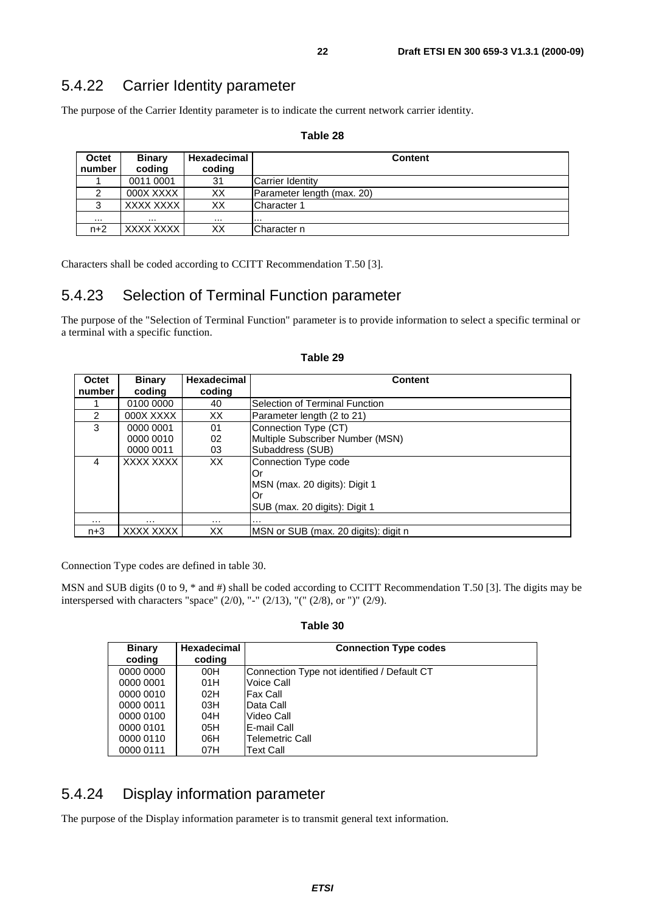### 5.4.22 Carrier Identity parameter

The purpose of the Carrier Identity parameter is to indicate the current network carrier identity.

**Table 28**

| Octet number | Binary coding | Hexadecimal coding | Content |
|---|---|---|---|
| 1 | 0011 0001 | 31 | Carrier Identity |
| 2 | 000X XXXX | XX | Parameter length (max. 20) |
| 3 | XXXX XXXX | XX | Character 1 |
| ... | ... | ... | ... |
| n+2 | XXXX XXXX | XX | Character n |

Characters shall be coded according to CCITT Recommendation T.50 [3].

### 5.4.23 Selection of Terminal Function parameter

The purpose of the "Selection of Terminal Function" parameter is to provide information to select a specific terminal or a terminal with a specific function.

**Table 29**

| Octet number | Binary coding | Hexadecimal coding | Content |
|---|---|---|---|
| 1 | 0100 0000 | 40 | Selection of Terminal Function |
| 2 | 000X XXXX | XX | Parameter length (2 to 21) |
| 3 | 0000 0001<br>0000 0010<br>0000 0011 | 01<br>02<br>03 | Connection Type (CT)<br>Multiple Subscriber Number (MSN)<br>Subaddress (SUB) |
| 4 | XXXX XXXX | XX | Connection Type code<br>Or<br>MSN (max. 20 digits): Digit 1<br>Or<br>SUB (max. 20 digits): Digit 1 |
| … | … | … | … |
| n+3 | XXXX XXXX | XX | MSN or SUB (max. 20 digits): digit n |

Connection Type codes are defined in table 30.

MSN and SUB digits (0 to 9, * and #) shall be coded according to CCITT Recommendation T.50 [3]. The digits may be interspersed with characters "space" (2/0), "-" (2/13), "(" (2/8), or ")" (2/9).

**Table 30**

| Binary coding | Hexadecimal coding | Connection Type codes |
|---|---|---|
| 0000 0000 | 00H | Connection Type not identified / Default CT |
| 0000 0001 | 01H | Voice Call |
| 0000 0010 | 02H | Fax Call |
| 0000 0011 | 03H | Data Call |
| 0000 0100 | 04H | Video Call |
| 0000 0101 | 05H | E-mail Call |
| 0000 0110 | 06H | Telemetric Call |
| 0000 0111 | 07H | Text Call |

### 5.4.24 Display information parameter

The purpose of the Display information parameter is to transmit general text information.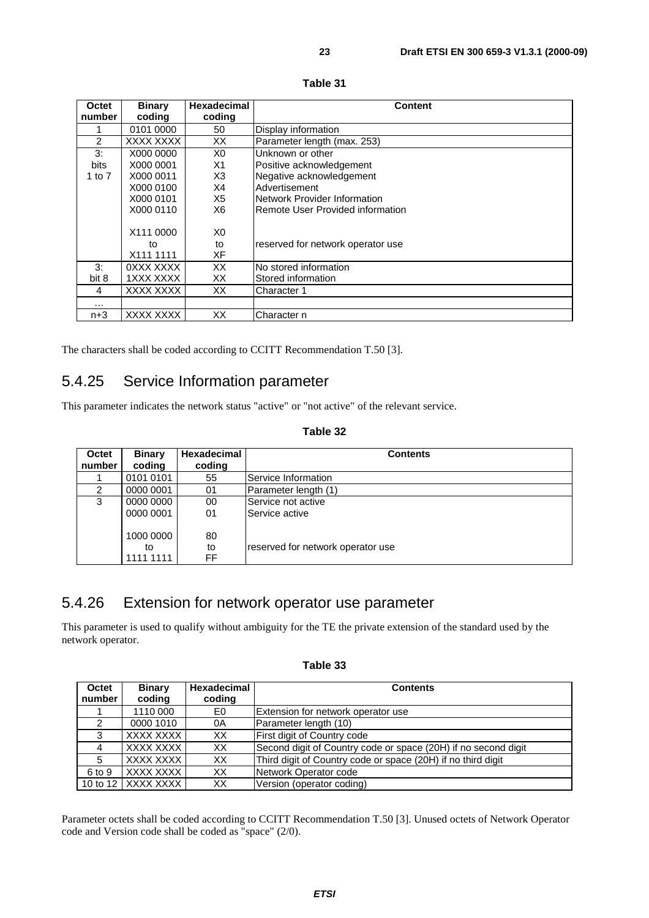**Table 31**

| Octet number | Binary coding | Hexadecimal coding | Content |
|---|---|---|---|
| 1 | 0101 0000 | 50 | Display information |
| 2 | XXXX XXXX | XX | Parameter length (max. 253) |
| 3: bits 1 to 7 | X000 0000<br>X000 0001<br>X000 0011<br>X000 0100<br>X000 0101<br>X000 0110<br><br>X111 0000<br>to<br>X111 1111 | X0<br>X1<br>X3<br>X4<br>X5<br>X6<br><br>X0<br>to<br>XF | Unknown or other<br>Positive acknowledgement<br>Negative acknowledgement<br>Advertisement<br>Network Provider Information<br>Remote User Provided information<br><br><br>reserved for network operator use |
| 3: bit 8 | 0XXX XXXX<br>1XXX XXXX | XX<br>XX | No stored information<br>Stored information |
| 4 | XXXX XXXX | XX | Character 1 |
| ... | | | |
| n+3 | XXXX XXXX | XX | Character n |

The characters shall be coded according to CCITT Recommendation T.50 [3].

## 5.4.25 Service Information parameter

This parameter indicates the network status "active" or "not active" of the relevant service.

**Table 32**

| Octet number | Binary coding | Hexadecimal coding | Contents |
|---|---|---|---|
| 1 | 0101 0101 | 55 | Service Information |
| 2 | 0000 0001 | 01 | Parameter length (1) |
| 3 | 0000 0000<br>0000 0001<br><br>1000 0000<br>to<br>1111 1111 | 00<br>01<br><br>80<br>to<br>FF | Service not active<br>Service active<br><br><br>reserved for network operator use |

## 5.4.26 Extension for network operator use parameter

This parameter is used to qualify without ambiguity for the TE the private extension of the standard used by the network operator.

**Table 33**

| Octet number | Binary coding | Hexadecimal coding | Contents |
|---|---|---|---|
| 1 | 1110 000 | E0 | Extension for network operator use |
| 2 | 0000 1010 | 0A | Parameter length (10) |
| 3 | XXXX XXXX | XX | First digit of Country code |
| 4 | XXXX XXXX | XX | Second digit of Country code or space (20H) if no second digit |
| 5 | XXXX XXXX | XX | Third digit of Country code or space (20H) if no third digit |
| 6 to 9 | XXXX XXXX | XX | Network Operator code |
| 10 to 12 | XXXX XXXX | XX | Version (operator coding) |

Parameter octets shall be coded according to CCITT Recommendation T.50 [3]. Unused octets of Network Operator code and Version code shall be coded as "space" (2/0).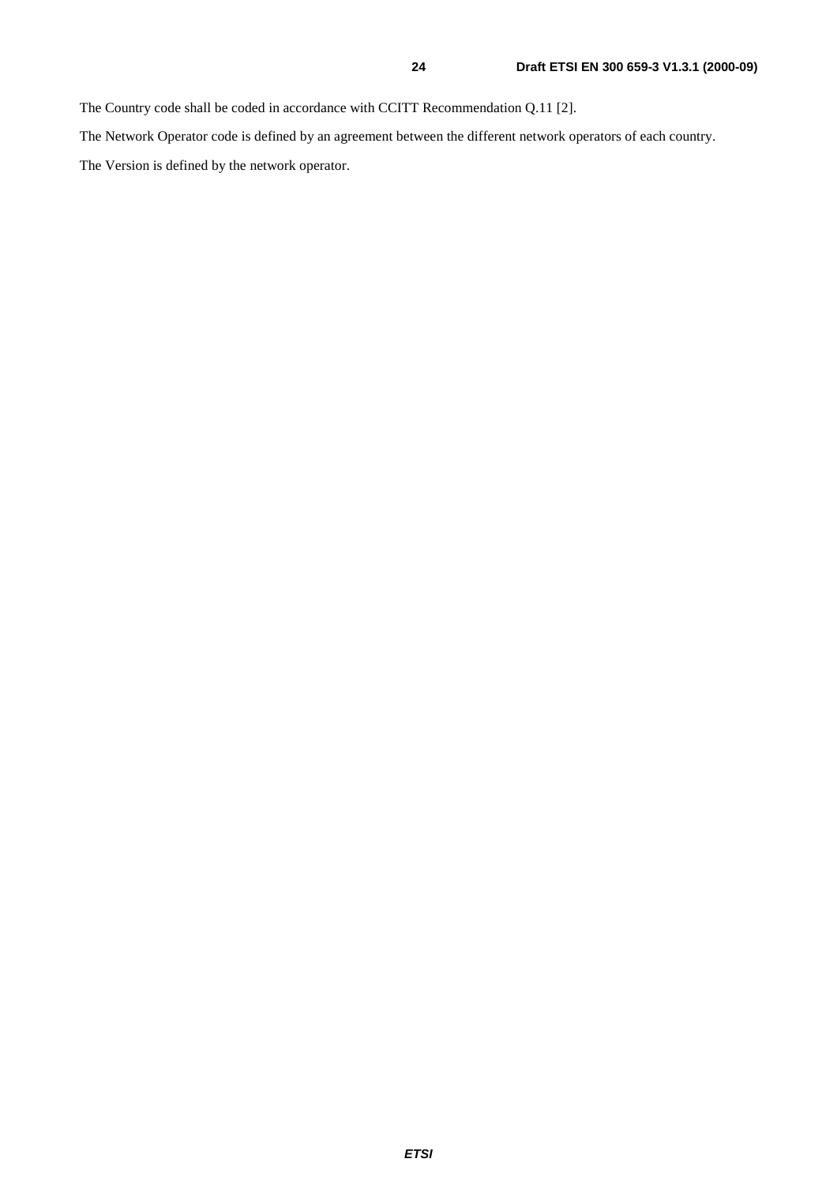The Country code shall be coded in accordance with CCITT Recommendation Q.11 [2].

The Network Operator code is defined by an agreement between the different network operators of each country.

The Version is defined by the network operator.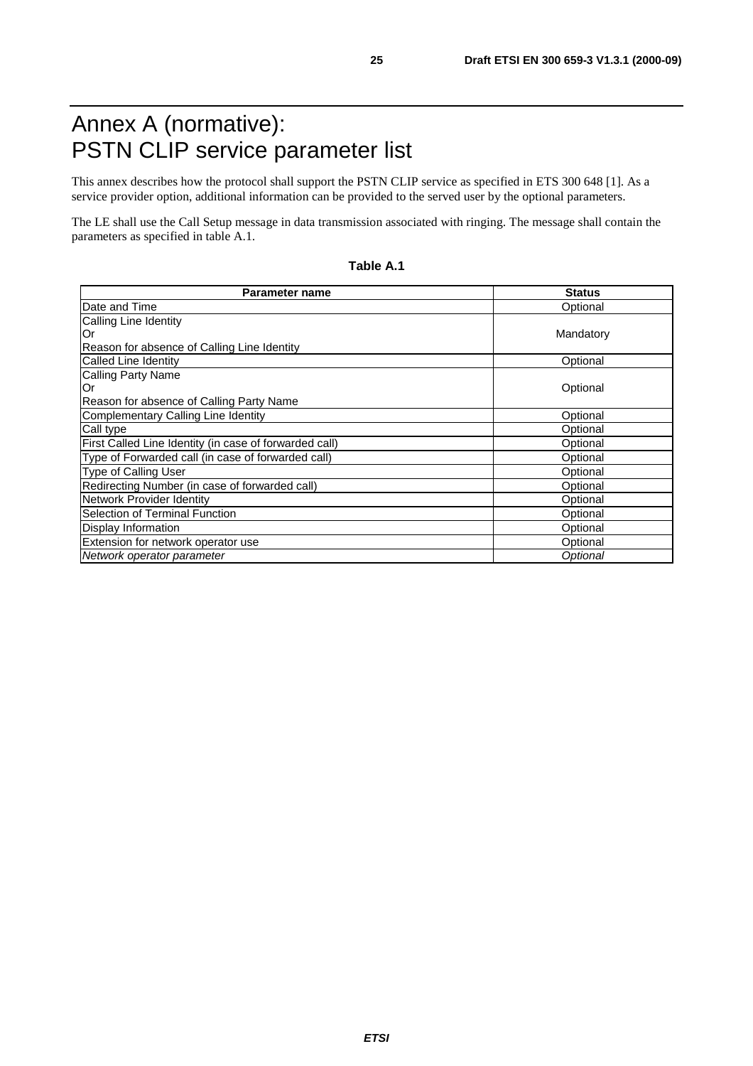# Annex A (normative): PSTN CLIP service parameter list

This annex describes how the protocol shall support the PSTN CLIP service as specified in ETS 300 648 [1]. As a service provider option, additional information can be provided to the served user by the optional parameters.

The LE shall use the Call Setup message in data transmission associated with ringing. The message shall contain the parameters as specified in table A.1.

**Table A.1**

| Parameter name | Status |
|---|---|
| Date and Time | Optional |
| Calling Line Identity<br>Or<br>Reason for absence of Calling Line Identity | Mandatory |
| Called Line Identity | Optional |
| Calling Party Name<br>Or<br>Reason for absence of Calling Party Name | Optional |
| Complementary Calling Line Identity | Optional |
| Call type | Optional |
| First Called Line Identity (in case of forwarded call) | Optional |
| Type of Forwarded call (in case of forwarded call) | Optional |
| Type of Calling User | Optional |
| Redirecting Number (in case of forwarded call) | Optional |
| Network Provider Identity | Optional |
| Selection of Terminal Function | Optional |
| Display Information | Optional |
| Extension for network operator use | Optional |
| *Network operator parameter* | *Optional* |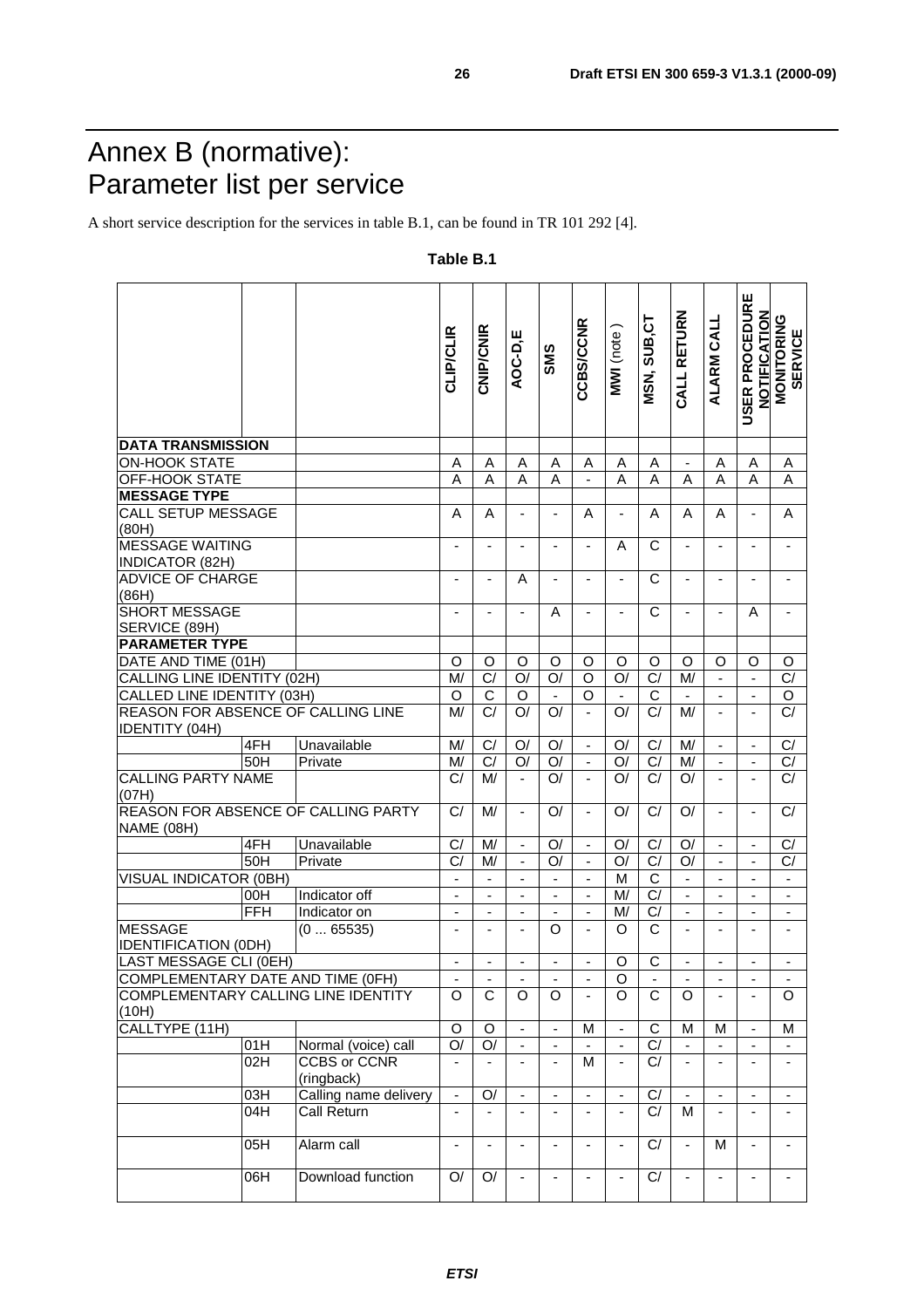# Annex B (normative): Parameter list per service

A short service description for the services in table B.1, can be found in TR 101 292 [4].

**Table B.1**

| | | | CLIP/CLIR | CNIP/CNIR | AOC-D,E | SMS | CCBS/CCNR | MWI (note) | MSN, SUB,CT | CALL RETURN | ALARM CALL | USER PROCEDURE NOTIFICATION | MONITORING SERVICE |
|---|---|---|---|---|---|---|---|---|---|---|---|---|---|
| **DATA TRANSMISSION** | | | | | | | | | | | | | |
| ON-HOOK STATE | | | A | A | A | A | A | A | A | - | A | A | A |
| OFF-HOOK STATE | | | A | A | A | A | - | A | A | A | A | A | A |
| **MESSAGE TYPE** | | | | | | | | | | | | | |
| CALL SETUP MESSAGE (80H) | | | A | A | - | - | A | - | A | A | A | - | A |
| MESSAGE WAITING INDICATOR (82H) | | | - | - | - | - | - | A | C | - | - | - | - |
| ADVICE OF CHARGE (86H) | | | - | - | A | - | - | - | C | - | - | - | - |
| SHORT MESSAGE SERVICE (89H) | | | - | - | - | A | - | - | C | - | - | A | - |
| **PARAMETER TYPE** | | | | | | | | | | | | | |
| DATE AND TIME (01H) | | | O | O | O | O | O | O | O | O | O | O | O |
| CALLING LINE IDENTITY (02H) | | | M/ | C/ | O/ | O/ | O | O/ | C/ | M/ | - | - | C/ |
| CALLED LINE IDENTITY (03H) | | | O | C | O | - | O | - | C | - | - | - | O |
| REASON FOR ABSENCE OF CALLING LINE IDENTITY (04H) | | | M/ | C/ | O/ | O/ | - | O/ | C/ | M/ | - | - | C/ |
| | 4FH | Unavailable | M/ | C/ | O/ | O/ | - | O/ | C/ | M/ | - | - | C/ |
| | 50H | Private | M/ | C/ | O/ | O/ | - | O/ | C/ | M/ | - | - | C/ |
| CALLING PARTY NAME (07H) | | | C/ | M/ | - | O/ | - | O/ | C/ | O/ | - | - | C/ |
| REASON FOR ABSENCE OF CALLING PARTY NAME (08H) | | | C/ | M/ | - | O/ | - | O/ | C/ | O/ | - | - | C/ |
| | 4FH | Unavailable | C/ | M/ | - | O/ | - | O/ | C/ | O/ | - | - | C/ |
| | 50H | Private | C/ | M/ | - | O/ | - | O/ | C/ | O/ | - | - | C/ |
| VISUAL INDICATOR (0BH) | | | - | - | - | - | - | M | C | - | - | - | - |
| | 00H | Indicator off | - | - | - | - | - | M/ | C/ | - | - | - | - |
| | FFH | Indicator on | - | - | - | - | - | M/ | C/ | - | - | - | - |
| MESSAGE IDENTIFICATION (0DH) | | (0 ... 65535) | - | - | - | O | - | O | C | - | - | - | - |
| LAST MESSAGE CLI (0EH) | | | - | - | - | - | - | O | C | - | - | - | - |
| COMPLEMENTARY DATE AND TIME (0FH) | | | - | - | - | - | - | O | - | - | - | - | - |
| COMPLEMENTARY CALLING LINE IDENTITY (10H) | | | O | C | O | O | - | O | C | O | - | - | O |
| CALLTYPE (11H) | | | O | O | - | - | M | - | C | M | M | - | M |
| | 01H | Normal (voice) call | O/ | O/ | - | - | - | - | C/ | - | - | - | - |
| | 02H | CCBS or CCNR (ringback) | - | - | - | - | M | - | C/ | - | - | - | - |
| | 03H | Calling name delivery | - | O/ | - | - | - | - | C/ | - | - | - | - |
| | 04H | Call Return | - | - | - | - | - | - | C/ | M | - | - | - |
| | 05H | Alarm call | - | - | - | - | - | - | C/ | - | M | - | - |
| | 06H | Download function | O/ | O/ | - | - | - | - | C/ | - | - | - | - |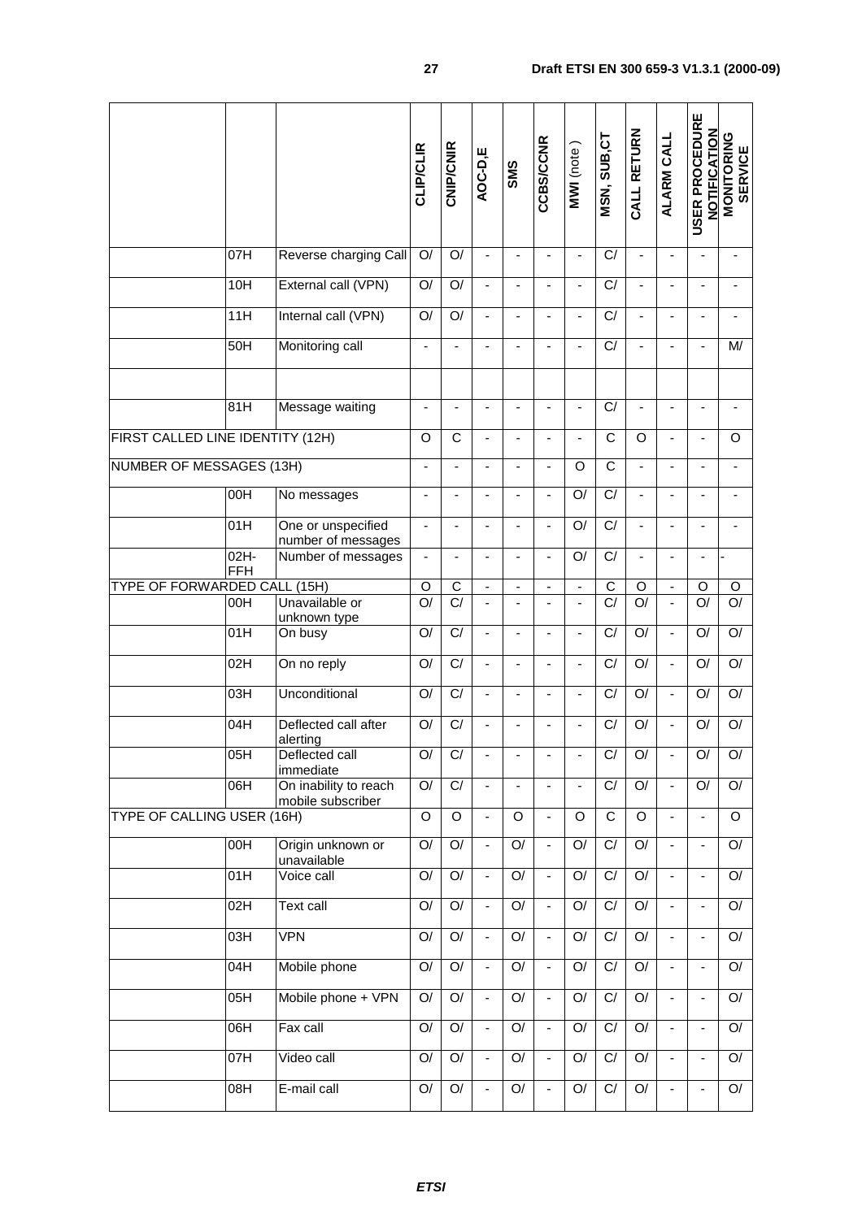| | | | CLIP/CLIR | CNIP/CNIR | AOC-D,E | SMS | CCBS/CCNR | MWI (note) | MSN, SUB,CT | CALL RETURN | ALARM CALL | USER PROCEDURE NOTIFICATION | MONITORING SERVICE |
|---|---|---|---|---|---|---|---|---|---|---|---|---|---|
| | 07H | Reverse charging Call | O/ | O/ | - | - | - | - | C/ | - | - | - | - |
| | 10H | External call (VPN) | O/ | O/ | - | - | - | - | C/ | - | - | - | - |
| | 11H | Internal call (VPN) | O/ | O/ | - | - | - | - | C/ | - | - | - | - |
| | 50H | Monitoring call | - | - | - | - | - | - | C/ | - | - | - | M/ |
| | | | | | | | | | | | | | |
| | 81H | Message waiting | - | - | - | - | - | - | C/ | - | - | - | - |
| FIRST CALLED LINE IDENTITY (12H) | | | O | C | - | - | - | - | C | O | - | - | O |
| NUMBER OF MESSAGES (13H) | | | - | - | - | - | - | O | C | - | - | - | - |
| | 00H | No messages | - | - | - | - | - | O/ | C/ | - | - | - | - |
| | 01H | One or unspecified number of messages | - | - | - | - | - | O/ | C/ | - | - | - | - |
| | 02H-FFH | Number of messages | - | - | - | - | - | O/ | C/ | - | - | - | - |
| TYPE OF FORWARDED CALL (15H) | | | O | C | - | - | - | - | C | O | - | O | O |
| | 00H | Unavailable or unknown type | O/ | C/ | - | - | - | - | C/ | O/ | - | O/ | O/ |
| | 01H | On busy | O/ | C/ | - | - | - | - | C/ | O/ | - | O/ | O/ |
| | 02H | On no reply | O/ | C/ | - | - | - | - | C/ | O/ | - | O/ | O/ |
| | 03H | Unconditional | O/ | C/ | - | - | - | - | C/ | O/ | - | O/ | O/ |
| | 04H | Deflected call after alerting | O/ | C/ | - | - | - | - | C/ | O/ | - | O/ | O/ |
| | 05H | Deflected call immediate | O/ | C/ | - | - | - | - | C/ | O/ | - | O/ | O/ |
| | 06H | On inability to reach mobile subscriber | O/ | C/ | - | - | - | - | C/ | O/ | - | O/ | O/ |
| TYPE OF CALLING USER (16H) | | | O | O | - | O | - | O | C | O | - | - | O |
| | 00H | Origin unknown or unavailable | O/ | O/ | - | O/ | - | O/ | C/ | O/ | - | - | O/ |
| | 01H | Voice call | O/ | O/ | - | O/ | - | O/ | C/ | O/ | - | - | O/ |
| | 02H | Text call | O/ | O/ | - | O/ | - | O/ | C/ | O/ | - | - | O/ |
| | 03H | VPN | O/ | O/ | - | O/ | - | O/ | C/ | O/ | - | - | O/ |
| | 04H | Mobile phone | O/ | O/ | - | O/ | - | O/ | C/ | O/ | - | - | O/ |
| | 05H | Mobile phone + VPN | O/ | O/ | - | O/ | - | O/ | C/ | O/ | - | - | O/ |
| | 06H | Fax call | O/ | O/ | - | O/ | - | O/ | C/ | O/ | - | - | O/ |
| | 07H | Video call | O/ | O/ | - | O/ | - | O/ | C/ | O/ | - | - | O/ |
| | 08H | E-mail call | O/ | O/ | - | O/ | - | O/ | C/ | O/ | - | - | O/ |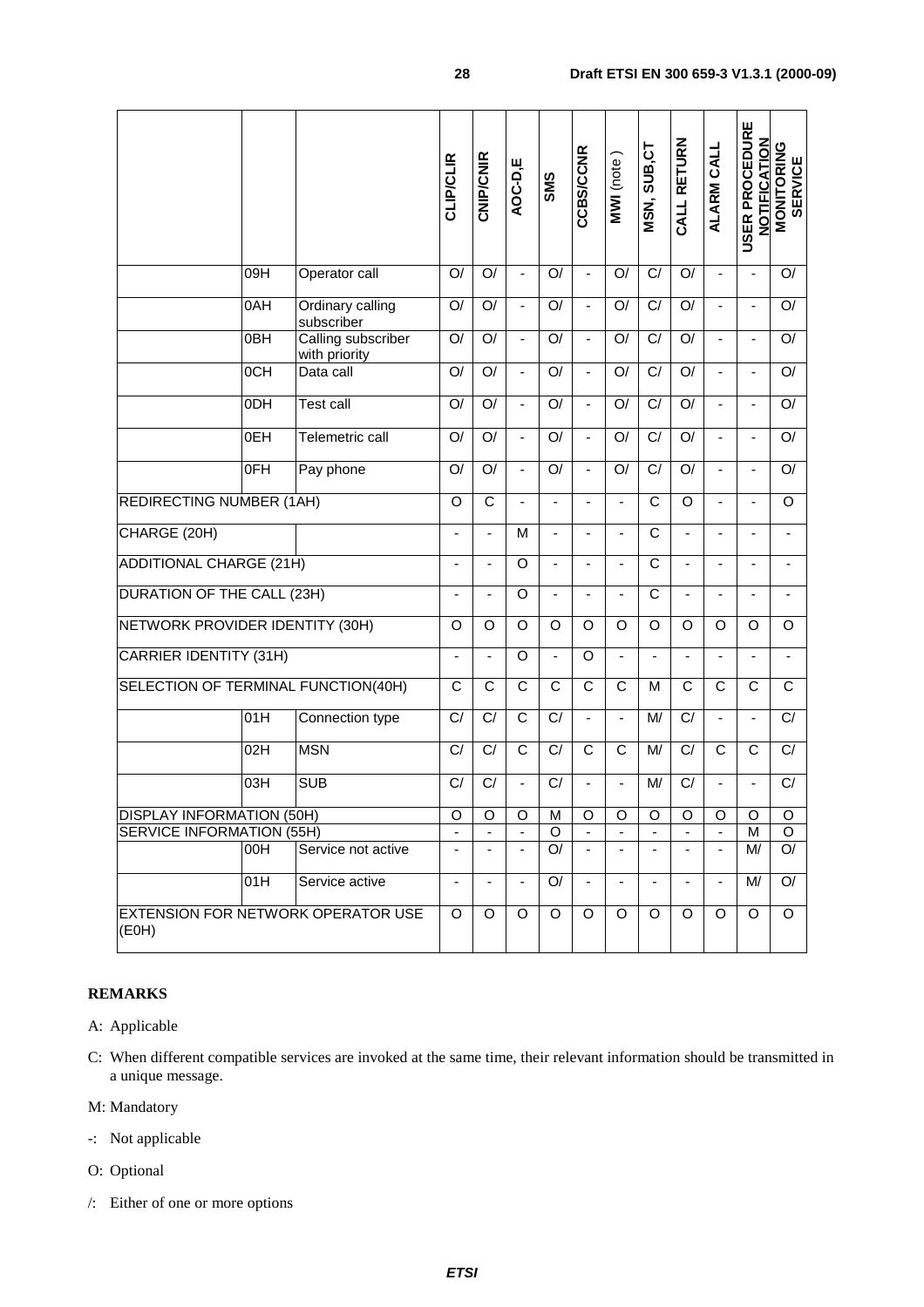| | | | CLIP/CLIR | CNIP/CNIR | AOC-D,E | SMS | CCBS/CCNR | MWI (note) | MSN, SUB,CT | CALL RETURN | ALARM CALL | USER PROCEDURE NOTIFICATION | MONITORING SERVICE |
|---|---|---|---|---|---|---|---|---|---|---|---|---|---|
| | 09H | Operator call | O/ | O/ | - | O/ | - | O/ | C/ | O/ | - | - | O/ |
| | 0AH | Ordinary calling subscriber | O/ | O/ | - | O/ | - | O/ | C/ | O/ | - | - | O/ |
| | 0BH | Calling subscriber with priority | O/ | O/ | - | O/ | - | O/ | C/ | O/ | - | - | O/ |
| | 0CH | Data call | O/ | O/ | - | O/ | - | O/ | C/ | O/ | - | - | O/ |
| | 0DH | Test call | O/ | O/ | - | O/ | - | O/ | C/ | O/ | - | - | O/ |
| | 0EH | Telemetric call | O/ | O/ | - | O/ | - | O/ | C/ | O/ | - | - | O/ |
| | 0FH | Pay phone | O/ | O/ | - | O/ | - | O/ | C/ | O/ | - | - | O/ |
| REDIRECTING NUMBER (1AH) | | | O | C | - | - | - | - | C | O | - | - | O |
| CHARGE (20H) | | | - | - | M | - | - | - | C | - | - | - | - |
| ADDITIONAL CHARGE (21H) | | | - | - | O | - | - | - | C | - | - | - | - |
| DURATION OF THE CALL (23H) | | | - | - | O | - | - | - | C | - | - | - | - |
| NETWORK PROVIDER IDENTITY (30H) | | | O | O | O | O | O | O | O | O | O | O | O |
| CARRIER IDENTITY (31H) | | | - | - | O | - | O | - | - | - | - | - | - |
| SELECTION OF TERMINAL FUNCTION(40H) | | | C | C | C | C | C | C | M | C | C | C | C |
| | 01H | Connection type | C/ | C/ | C | C/ | - | - | M/ | C/ | - | - | C/ |
| | 02H | MSN | C/ | C/ | C | C/ | C | C | M/ | C/ | C | C | C/ |
| | 03H | SUB | C/ | C/ | - | C/ | - | - | M/ | C/ | - | - | C/ |
| DISPLAY INFORMATION (50H) | | | O | O | O | M | O | O | O | O | O | O | O |
| SERVICE INFORMATION (55H) | | | - | - | - | O | - | - | - | - | - | M | O |
| | 00H | Service not active | - | - | - | O/ | - | - | - | - | - | M/ | O/ |
| | 01H | Service active | - | - | - | O/ | - | - | - | - | - | M/ | O/ |
| EXTENSION FOR NETWORK OPERATOR USE (E0H) | | | O | O | O | O | O | O | O | O | O | O | O |

**REMARKS**

A: Applicable

C: When different compatible services are invoked at the same time, their relevant information should be transmitted in a unique message.

M: Mandatory

-: Not applicable

O: Optional

/: Either of one or more options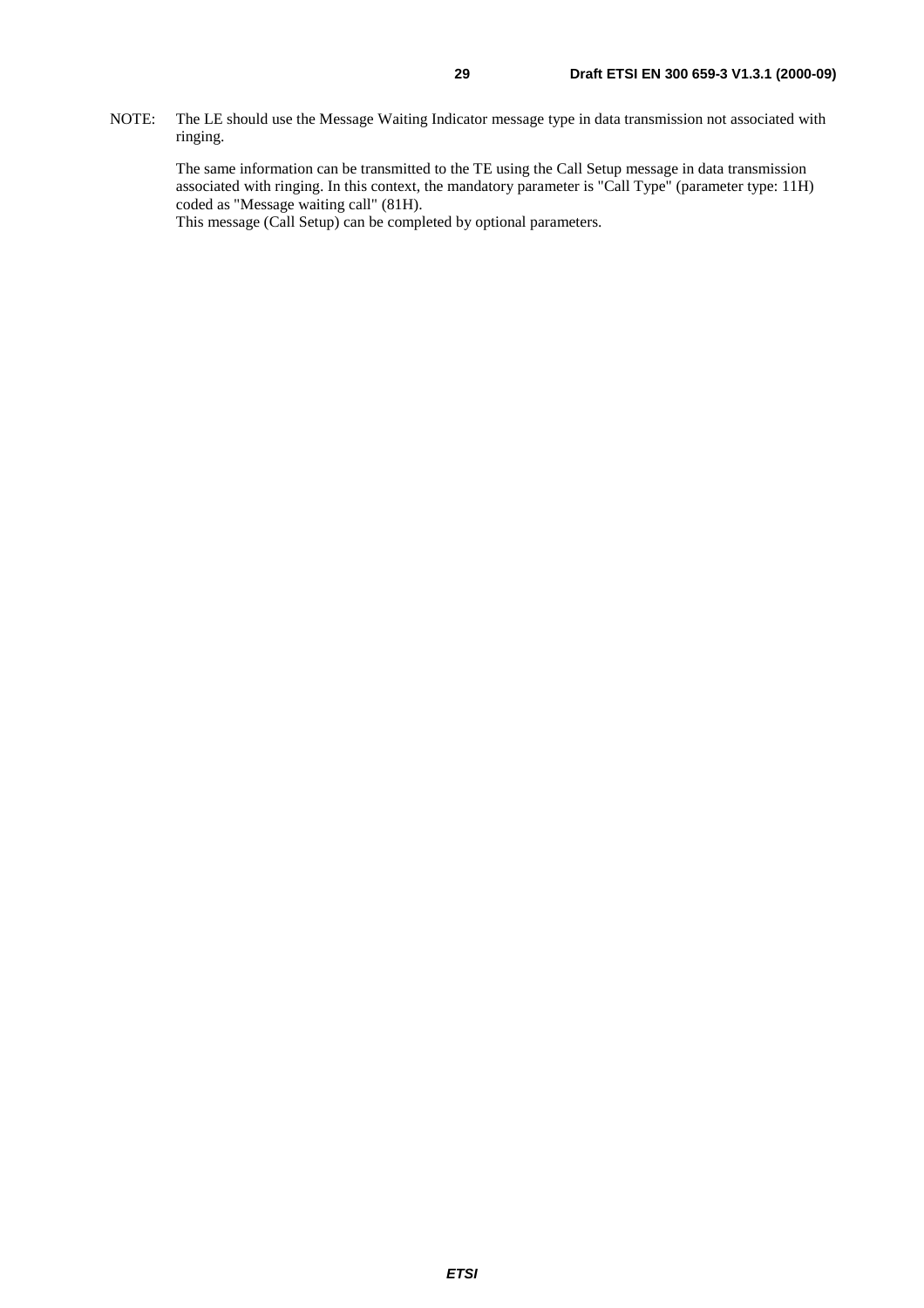NOTE: The LE should use the Message Waiting Indicator message type in data transmission not associated with ringing.

The same information can be transmitted to the TE using the Call Setup message in data transmission associated with ringing. In this context, the mandatory parameter is "Call Type" (parameter type: 11H) coded as "Message waiting call" (81H).
This message (Call Setup) can be completed by optional parameters.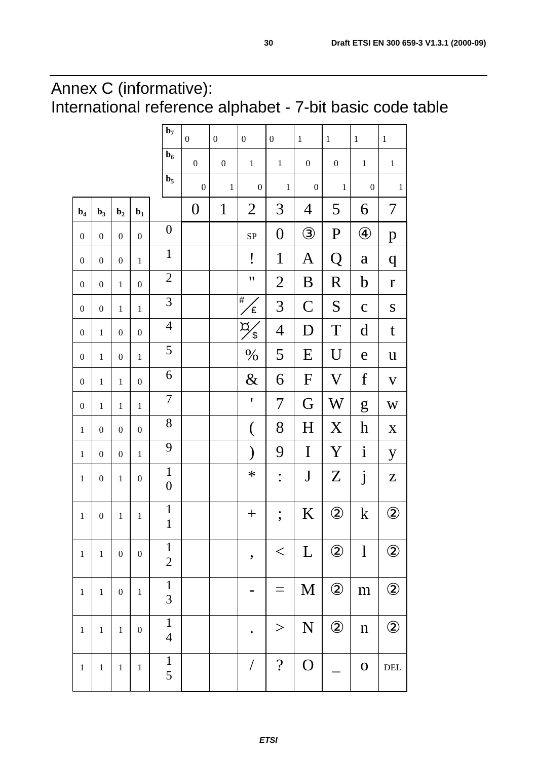# Annex C (informative): International reference alphabet - 7-bit basic code table

| | | | | b7 | 0 | 0 | 0 | 0 | 1 | 1 | 1 | 1 |
|---|---|---|---|---|---|---|---|---|---|---|---|---|
| | | | | b6 | 0 | 0 | 1 | 1 | 0 | 0 | 1 | 1 |
| | | | | b5 | 0 | 1 | 0 | 1 | 0 | 1 | 0 | 1 |
| b4 | b3 | b2 | b1 | | 0 | 1 | 2 | 3 | 4 | 5 | 6 | 7 |
| 0 | 0 | 0 | 0 | 0 | | | SP | 0 | ③ | P | ④ | p |
| 0 | 0 | 0 | 1 | 1 | | | ! | 1 | A | Q | a | q |
| 0 | 0 | 1 | 0 | 2 | | | " | 2 | B | R | b | r |
| 0 | 0 | 1 | 1 | 3 | | | # / £ | 3 | C | S | c | s |
| 0 | 1 | 0 | 0 | 4 | | | ¤ / $ | 4 | D | T | d | t |
| 0 | 1 | 0 | 1 | 5 | | | % | 5 | E | U | e | u |
| 0 | 1 | 1 | 0 | 6 | | | & | 6 | F | V | f | v |
| 0 | 1 | 1 | 1 | 7 | | | ' | 7 | G | W | g | w |
| 1 | 0 | 0 | 0 | 8 | | | ( | 8 | H | X | h | x |
| 1 | 0 | 0 | 1 | 9 | | | ) | 9 | I | Y | i | y |
| 1 | 0 | 1 | 0 | 10 | | | * | : | J | Z | j | z |
| 1 | 0 | 1 | 1 | 11 | | | + | ; | K | ② | k | ② |
| 1 | 1 | 0 | 0 | 12 | | | , | < | L | ② | l | ② |
| 1 | 1 | 0 | 1 | 13 | | | - | = | M | ② | m | ② |
| 1 | 1 | 1 | 0 | 14 | | | . | > | N | ② | n | ② |
| 1 | 1 | 1 | 1 | 15 | | | / | ? | O | _ | o | DEL |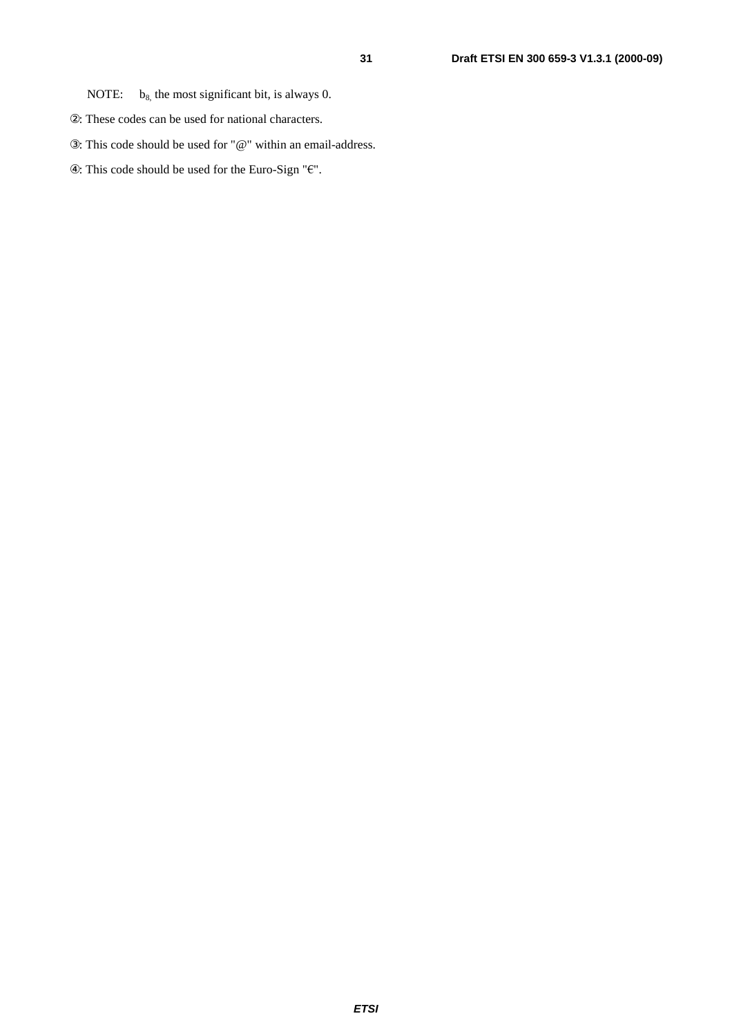NOTE: $b_8$, the most significant bit, is always 0.

②: These codes can be used for national characters.

③: This code should be used for "@" within an email-address.

④: This code should be used for the Euro-Sign "€".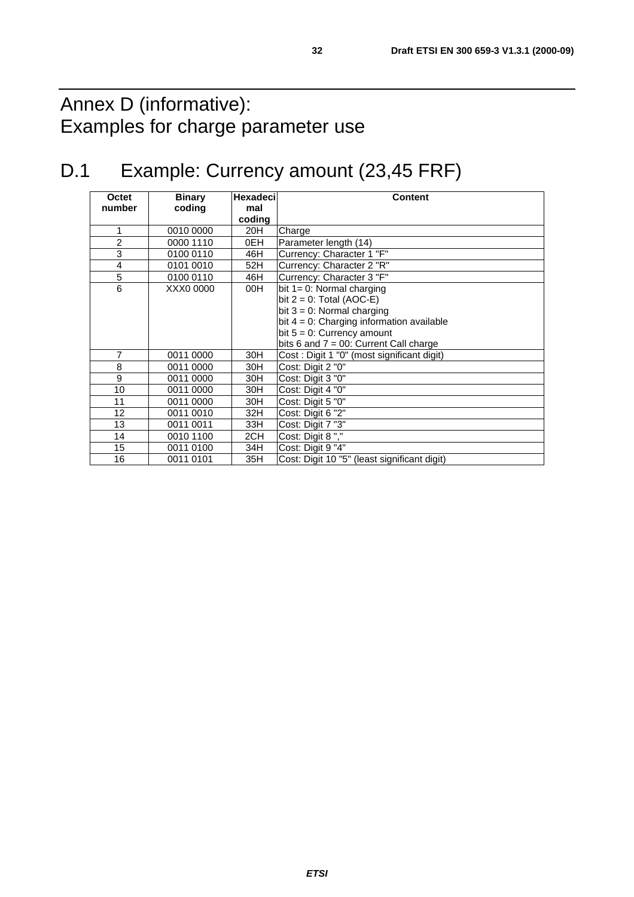# Annex D (informative): Examples for charge parameter use

## D.1 Example: Currency amount (23,45 FRF)

| Octet number | Binary coding | Hexadecimal coding | Content |
|---|---|---|---|
| 1 | 0010 0000 | 20H | Charge |
| 2 | 0000 1110 | 0EH | Parameter length (14) |
| 3 | 0100 0110 | 46H | Currency: Character 1 "F" |
| 4 | 0101 0010 | 52H | Currency: Character 2 "R" |
| 5 | 0100 0110 | 46H | Currency: Character 3 "F" |
| 6 | XXX0 0000 | 00H | bit 1= 0: Normal charging<br>bit 2 = 0: Total (AOC-E)<br>bit 3 = 0: Normal charging<br>bit 4 = 0: Charging information available<br>bit 5 = 0: Currency amount<br>bits 6 and 7 = 00: Current Call charge |
| 7 | 0011 0000 | 30H | Cost : Digit 1 "0" (most significant digit) |
| 8 | 0011 0000 | 30H | Cost: Digit 2 "0" |
| 9 | 0011 0000 | 30H | Cost: Digit 3 "0" |
| 10 | 0011 0000 | 30H | Cost: Digit 4 "0" |
| 11 | 0011 0000 | 30H | Cost: Digit 5 "0" |
| 12 | 0011 0010 | 32H | Cost: Digit 6 "2" |
| 13 | 0011 0011 | 33H | Cost: Digit 7 "3" |
| 14 | 0010 1100 | 2CH | Cost: Digit 8 "," |
| 15 | 0011 0100 | 34H | Cost: Digit 9 "4" |
| 16 | 0011 0101 | 35H | Cost: Digit 10 "5" (least significant digit) |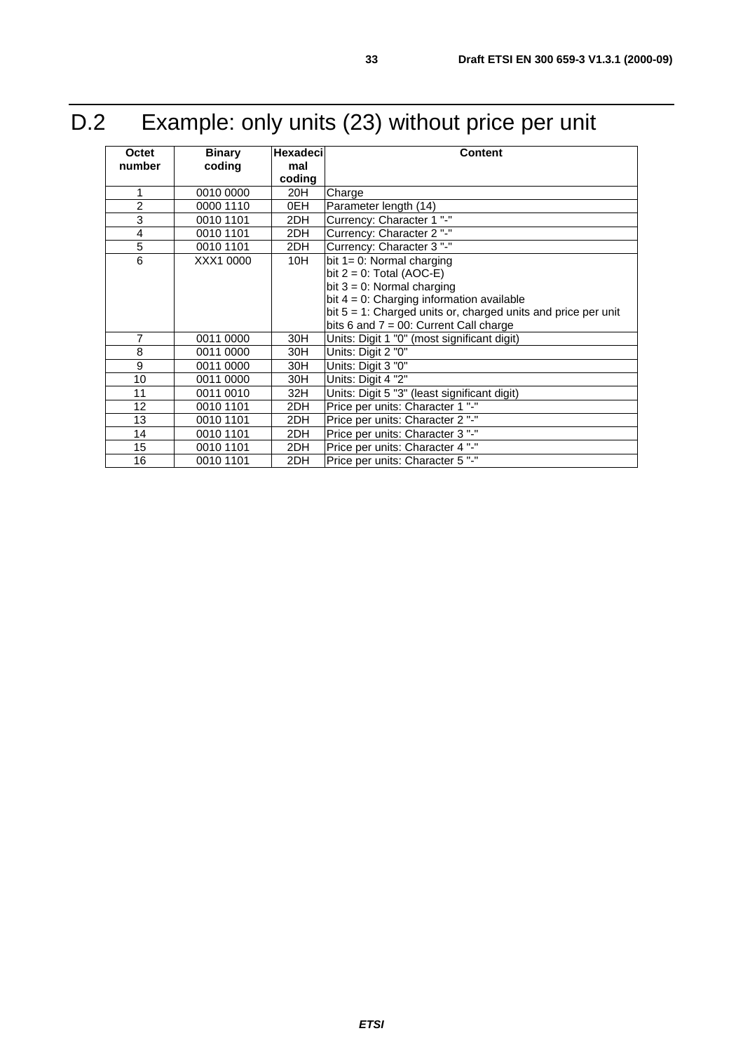# D.2 Example: only units (23) without price per unit

| Octet number | Binary coding | Hexadecimal coding | Content |
|---|---|---|---|
| 1 | 0010 0000 | 20H | Charge |
| 2 | 0000 1110 | 0EH | Parameter length (14) |
| 3 | 0010 1101 | 2DH | Currency: Character 1 "-" |
| 4 | 0010 1101 | 2DH | Currency: Character 2 "-" |
| 5 | 0010 1101 | 2DH | Currency: Character 3 "-" |
| 6 | XXX1 0000 | 10H | bit 1= 0: Normal charging<br>bit 2 = 0: Total (AOC-E)<br>bit 3 = 0: Normal charging<br>bit 4 = 0: Charging information available<br>bit 5 = 1: Charged units or, charged units and price per unit<br>bits 6 and 7 = 00: Current Call charge |
| 7 | 0011 0000 | 30H | Units: Digit 1 "0" (most significant digit) |
| 8 | 0011 0000 | 30H | Units: Digit 2 "0" |
| 9 | 0011 0000 | 30H | Units: Digit 3 "0" |
| 10 | 0011 0000 | 30H | Units: Digit 4 "2" |
| 11 | 0011 0010 | 32H | Units: Digit 5 "3" (least significant digit) |
| 12 | 0010 1101 | 2DH | Price per units: Character 1 "-" |
| 13 | 0010 1101 | 2DH | Price per units: Character 2 "-" |
| 14 | 0010 1101 | 2DH | Price per units: Character 3 "-" |
| 15 | 0010 1101 | 2DH | Price per units: Character 4 "-" |
| 16 | 0010 1101 | 2DH | Price per units: Character 5 "-" |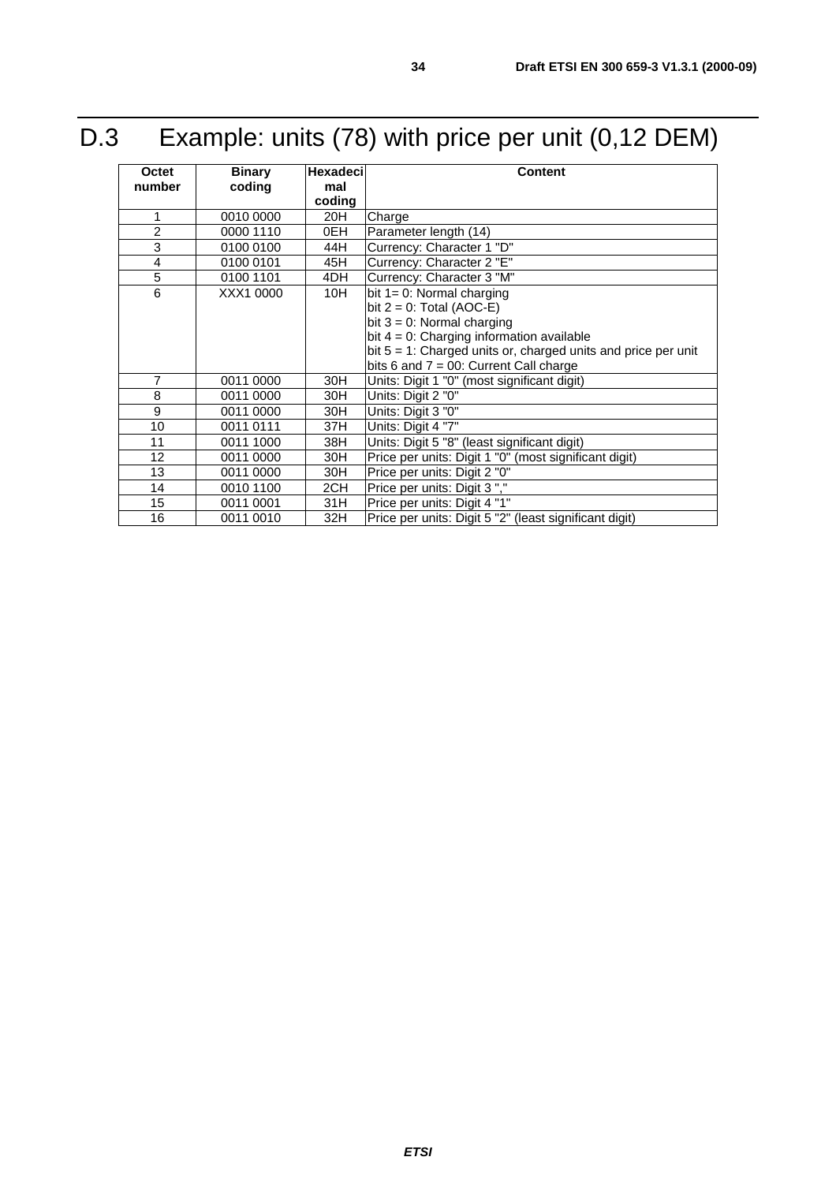# D.3 Example: units (78) with price per unit (0,12 DEM)

| Octet number | Binary coding | Hexadecimal coding | Content |
|---|---|---|---|
| 1 | 0010 0000 | 20H | Charge |
| 2 | 0000 1110 | 0EH | Parameter length (14) |
| 3 | 0100 0100 | 44H | Currency: Character 1 "D" |
| 4 | 0100 0101 | 45H | Currency: Character 2 "E" |
| 5 | 0100 1101 | 4DH | Currency: Character 3 "M" |
| 6 | XXX1 0000 | 10H | bit 1= 0: Normal charging<br>bit 2 = 0: Total (AOC-E)<br>bit 3 = 0: Normal charging<br>bit 4 = 0: Charging information available<br>bit 5 = 1: Charged units or, charged units and price per unit<br>bits 6 and 7 = 00: Current Call charge |
| 7 | 0011 0000 | 30H | Units: Digit 1 "0" (most significant digit) |
| 8 | 0011 0000 | 30H | Units: Digit 2 "0" |
| 9 | 0011 0000 | 30H | Units: Digit 3 "0" |
| 10 | 0011 0111 | 37H | Units: Digit 4 "7" |
| 11 | 0011 1000 | 38H | Units: Digit 5 "8" (least significant digit) |
| 12 | 0011 0000 | 30H | Price per units: Digit 1 "0" (most significant digit) |
| 13 | 0011 0000 | 30H | Price per units: Digit 2 "0" |
| 14 | 0010 1100 | 2CH | Price per units: Digit 3 "," |
| 15 | 0011 0001 | 31H | Price per units: Digit 4 "1" |
| 16 | 0011 0010 | 32H | Price per units: Digit 5 "2" (least significant digit) |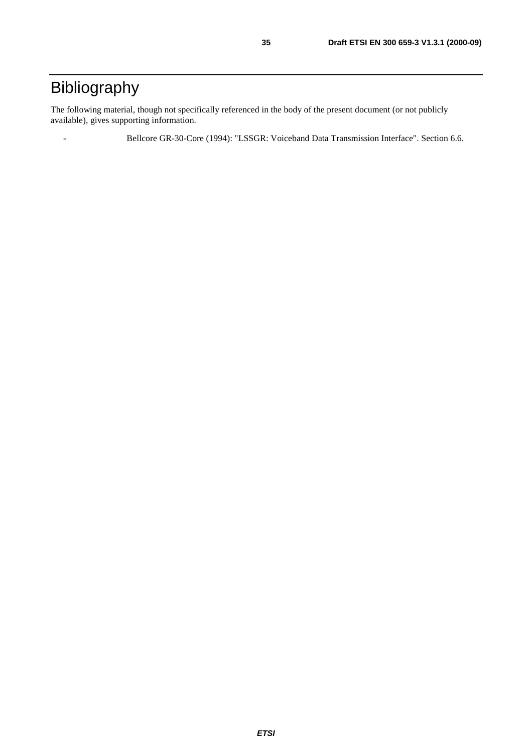# Bibliography

The following material, though not specifically referenced in the body of the present document (or not publicly available), gives supporting information.

- Bellcore GR-30-Core (1994): "LSSGR: Voiceband Data Transmission Interface". Section 6.6.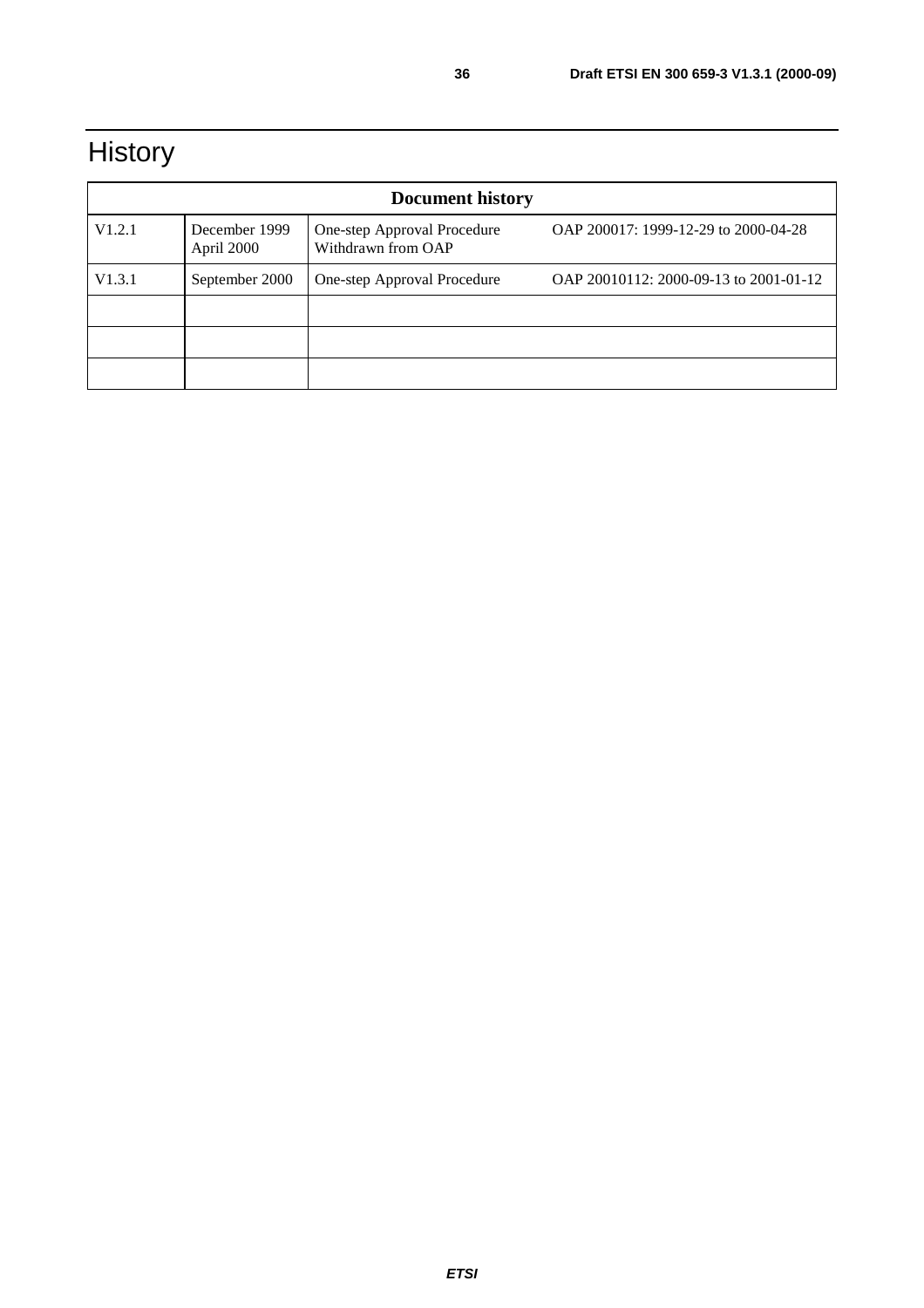# History

| Document history | | | |
|---|---|---|---|
| V1.2.1 | December 1999<br>April 2000 | One-step Approval Procedure<br>Withdrawn from OAP | OAP 200017: 1999-12-29 to 2000-04-28 |
| V1.3.1 | September 2000 | One-step Approval Procedure | OAP 20010112: 2000-09-13 to 2001-01-12 |
| | | | |
| | | | |
| | | | |